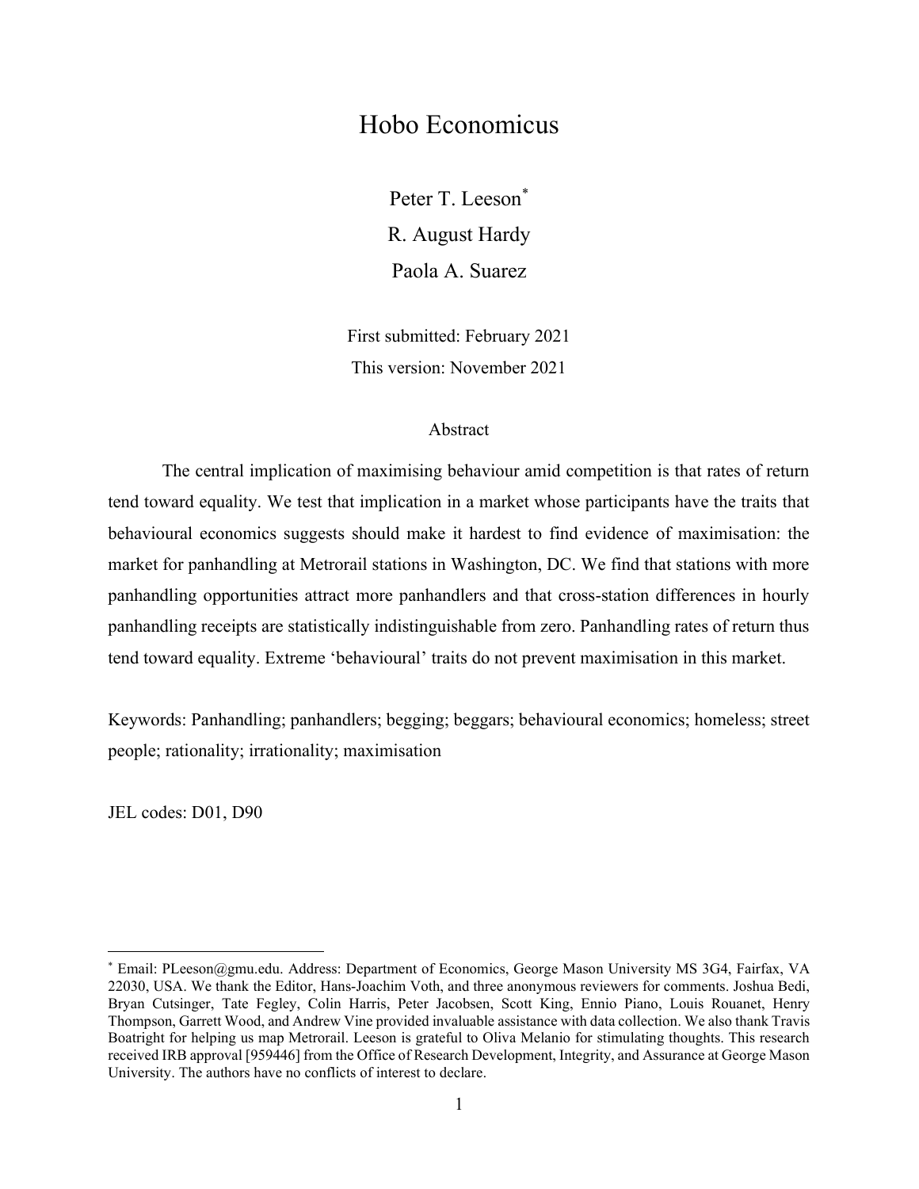# Hobo Economicus

Peter T. Leeson*

R. August Hardy

Paola A. Suarez

First submitted: February 2021

This version: November 2021

## Abstract

The central implication of maximising behaviour amid competition is that rates of return tend toward equality. We test that implication in a market whose participants have the traits that behavioural economics suggests should make it hardest to find evidence of maximisation: the market for panhandling at Metrorail stations in Washington, DC. We find that stations with more panhandling opportunities attract more panhandlers and that cross-station differences in hourly panhandling receipts are statistically indistinguishable from zero. Panhandling rates of return thus tend toward equality. Extreme 'behavioural' traits do not prevent maximisation in this market.

Keywords: Panhandling; panhandlers; begging; beggars; behavioural economics; homeless; street people; rationality; irrationality; maximisation

JEL codes: D01, D90

---

* Email: PLeeson@gmu.edu. Address: Department of Economics, George Mason University MS 3G4, Fairfax, VA 22030, USA. We thank the Editor, Hans-Joachim Voth, and three anonymous reviewers for comments. Joshua Bedi, Bryan Cutsinger, Tate Fegley, Colin Harris, Peter Jacobsen, Scott King, Ennio Piano, Louis Rouanet, Henry Thompson, Garrett Wood, and Andrew Vine provided invaluable assistance with data collection. We also thank Travis Boatright for helping us map Metrorail. Leeson is grateful to Oliva Melanio for stimulating thoughts. This research received IRB approval [959446] from the Office of Research Development, Integrity, and Assurance at George Mason University. The authors have no conflicts of interest to declare.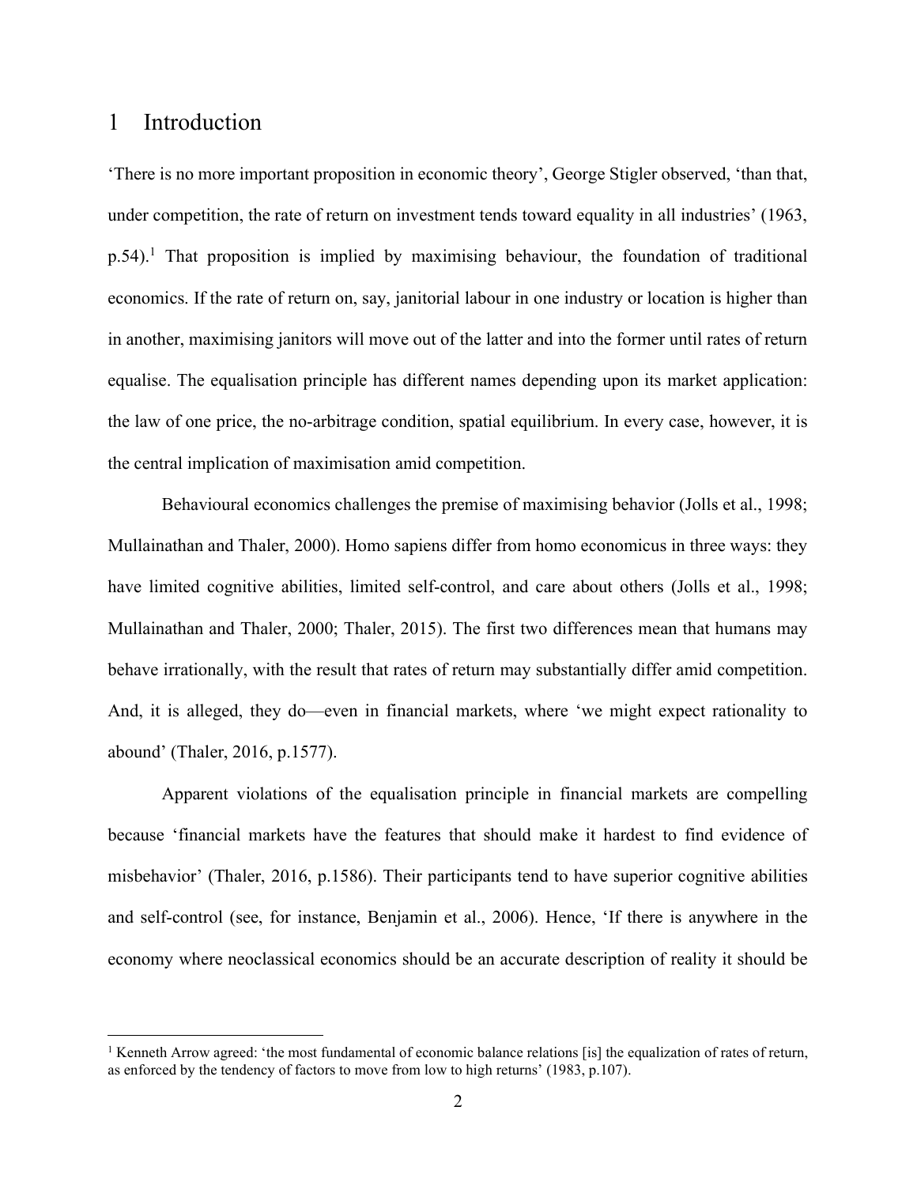# 1 Introduction

'There is no more important proposition in economic theory', George Stigler observed, 'than that, under competition, the rate of return on investment tends toward equality in all industries' (1963, p.54).[1] That proposition is implied by maximising behaviour, the foundation of traditional economics. If the rate of return on, say, janitorial labour in one industry or location is higher than in another, maximising janitors will move out of the latter and into the former until rates of return equalise. The equalisation principle has different names depending upon its market application: the law of one price, the no-arbitrage condition, spatial equilibrium. In every case, however, it is the central implication of maximisation amid competition.

Behavioural economics challenges the premise of maximising behavior (Jolls et al., 1998; Mullainathan and Thaler, 2000). Homo sapiens differ from homo economicus in three ways: they have limited cognitive abilities, limited self-control, and care about others (Jolls et al., 1998; Mullainathan and Thaler, 2000; Thaler, 2015). The first two differences mean that humans may behave irrationally, with the result that rates of return may substantially differ amid competition. And, it is alleged, they do—even in financial markets, where 'we might expect rationality to abound' (Thaler, 2016, p.1577).

Apparent violations of the equalisation principle in financial markets are compelling because 'financial markets have the features that should make it hardest to find evidence of misbehavior' (Thaler, 2016, p.1586). Their participants tend to have superior cognitive abilities and self-control (see, for instance, Benjamin et al., 2006). Hence, 'If there is anywhere in the economy where neoclassical economics should be an accurate description of reality it should be

[1] Kenneth Arrow agreed: 'the most fundamental of economic balance relations [is] the equalization of rates of return, as enforced by the tendency of factors to move from low to high returns' (1983, p.107).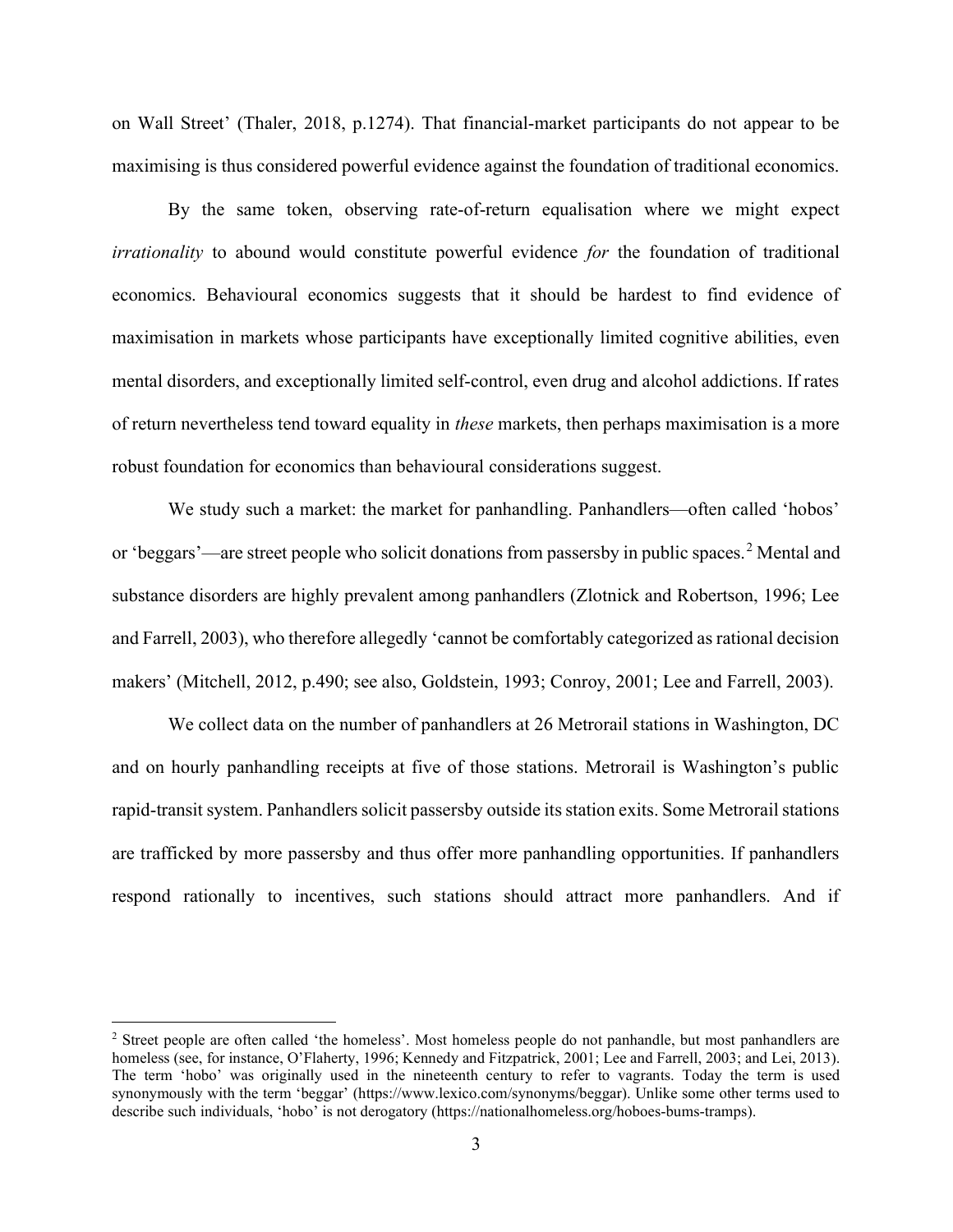on Wall Street' (Thaler, 2018, p.1274). That financial-market participants do not appear to be maximising is thus considered powerful evidence against the foundation of traditional economics.

By the same token, observing rate-of-return equalisation where we might expect *irrationality* to abound would constitute powerful evidence *for* the foundation of traditional economics. Behavioural economics suggests that it should be hardest to find evidence of maximisation in markets whose participants have exceptionally limited cognitive abilities, even mental disorders, and exceptionally limited self-control, even drug and alcohol addictions. If rates of return nevertheless tend toward equality in *these* markets, then perhaps maximisation is a more robust foundation for economics than behavioural considerations suggest.

We study such a market: the market for panhandling. Panhandlers—often called 'hobos' or 'beggars'—are street people who solicit donations from passersby in public spaces.[2] Mental and substance disorders are highly prevalent among panhandlers (Zlotnick and Robertson, 1996; Lee and Farrell, 2003), who therefore allegedly 'cannot be comfortably categorized as rational decision makers' (Mitchell, 2012, p.490; see also, Goldstein, 1993; Conroy, 2001; Lee and Farrell, 2003).

We collect data on the number of panhandlers at 26 Metrorail stations in Washington, DC and on hourly panhandling receipts at five of those stations. Metrorail is Washington's public rapid-transit system. Panhandlers solicit passersby outside its station exits. Some Metrorail stations are trafficked by more passersby and thus offer more panhandling opportunities. If panhandlers respond rationally to incentives, such stations should attract more panhandlers. And if

[2] Street people are often called 'the homeless'. Most homeless people do not panhandle, but most panhandlers are homeless (see, for instance, O'Flaherty, 1996; Kennedy and Fitzpatrick, 2001; Lee and Farrell, 2003; and Lei, 2013). The term 'hobo' was originally used in the nineteenth century to refer to vagrants. Today the term is used synonymously with the term 'beggar' (https://www.lexico.com/synonyms/beggar). Unlike some other terms used to describe such individuals, 'hobo' is not derogatory (https://nationalhomeless.org/hoboes-bums-tramps).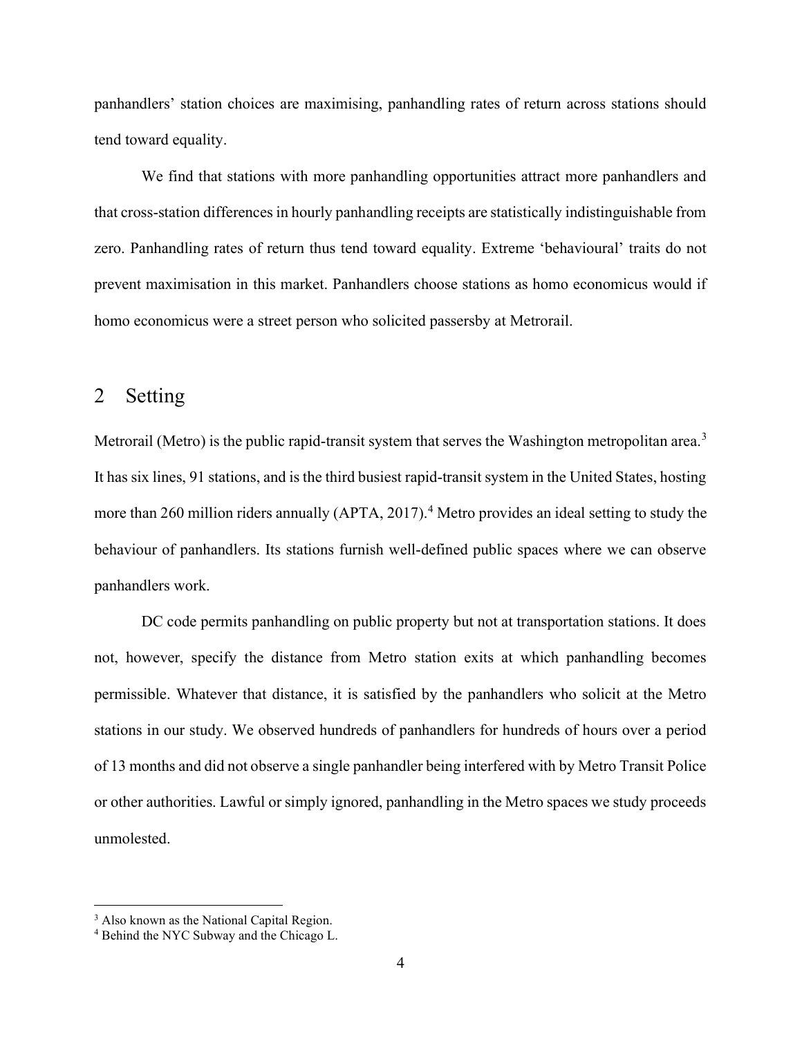panhandlers' station choices are maximising, panhandling rates of return across stations should tend toward equality.

We find that stations with more panhandling opportunities attract more panhandlers and that cross-station differences in hourly panhandling receipts are statistically indistinguishable from zero. Panhandling rates of return thus tend toward equality. Extreme 'behavioural' traits do not prevent maximisation in this market. Panhandlers choose stations as homo economicus would if homo economicus were a street person who solicited passersby at Metrorail.

## 2 Setting

Metrorail (Metro) is the public rapid-transit system that serves the Washington metropolitan area.[3] It has six lines, 91 stations, and is the third busiest rapid-transit system in the United States, hosting more than 260 million riders annually (APTA, 2017).[4] Metro provides an ideal setting to study the behaviour of panhandlers. Its stations furnish well-defined public spaces where we can observe panhandlers work.

DC code permits panhandling on public property but not at transportation stations. It does not, however, specify the distance from Metro station exits at which panhandling becomes permissible. Whatever that distance, it is satisfied by the panhandlers who solicit at the Metro stations in our study. We observed hundreds of panhandlers for hundreds of hours over a period of 13 months and did not observe a single panhandler being interfered with by Metro Transit Police or other authorities. Lawful or simply ignored, panhandling in the Metro spaces we study proceeds unmolested.

[3] Also known as the National Capital Region.

[4] Behind the NYC Subway and the Chicago L.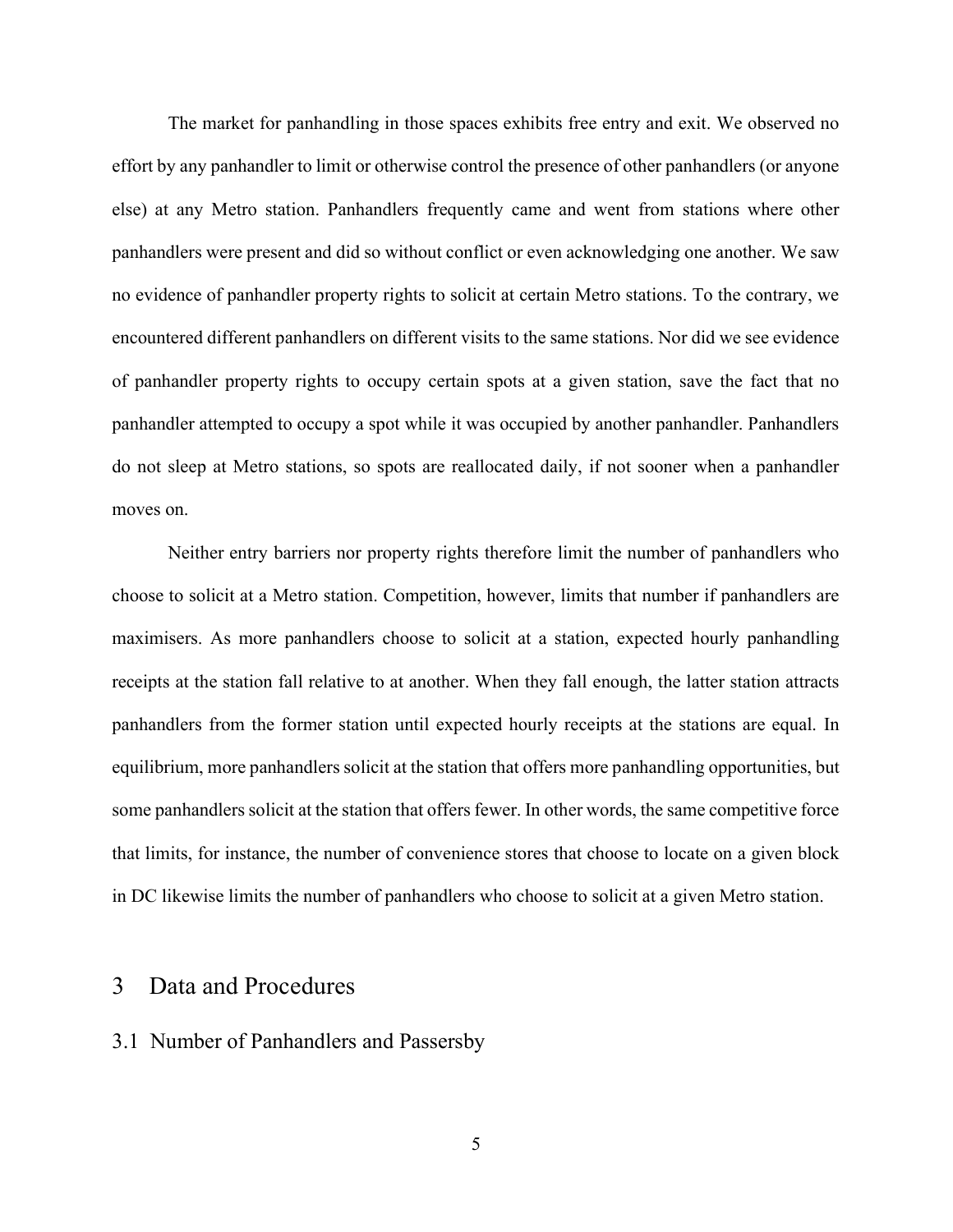The market for panhandling in those spaces exhibits free entry and exit. We observed no effort by any panhandler to limit or otherwise control the presence of other panhandlers (or anyone else) at any Metro station. Panhandlers frequently came and went from stations where other panhandlers were present and did so without conflict or even acknowledging one another. We saw no evidence of panhandler property rights to solicit at certain Metro stations. To the contrary, we encountered different panhandlers on different visits to the same stations. Nor did we see evidence of panhandler property rights to occupy certain spots at a given station, save the fact that no panhandler attempted to occupy a spot while it was occupied by another panhandler. Panhandlers do not sleep at Metro stations, so spots are reallocated daily, if not sooner when a panhandler moves on.

Neither entry barriers nor property rights therefore limit the number of panhandlers who choose to solicit at a Metro station. Competition, however, limits that number if panhandlers are maximisers. As more panhandlers choose to solicit at a station, expected hourly panhandling receipts at the station fall relative to at another. When they fall enough, the latter station attracts panhandlers from the former station until expected hourly receipts at the stations are equal. In equilibrium, more panhandlers solicit at the station that offers more panhandling opportunities, but some panhandlers solicit at the station that offers fewer. In other words, the same competitive force that limits, for instance, the number of convenience stores that choose to locate on a given block in DC likewise limits the number of panhandlers who choose to solicit at a given Metro station.

## 3 Data and Procedures

### 3.1 Number of Panhandlers and Passersby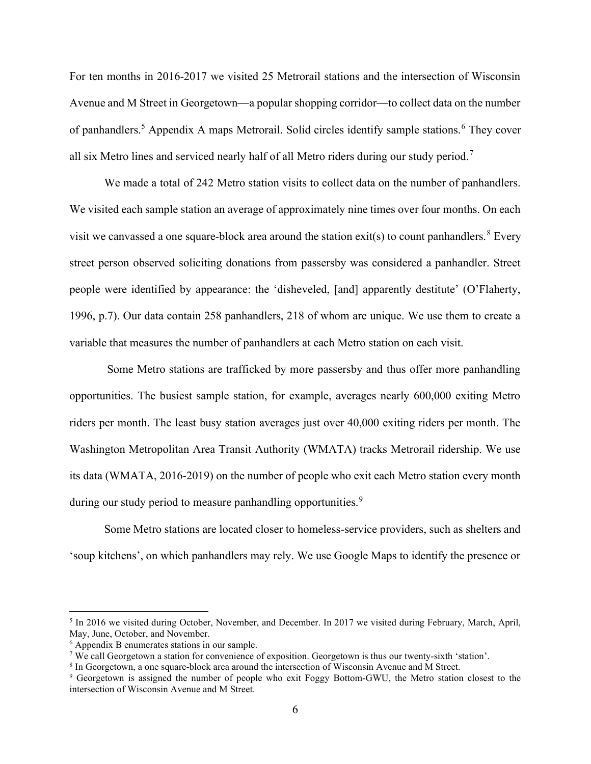For ten months in 2016-2017 we visited 25 Metrorail stations and the intersection of Wisconsin Avenue and M Street in Georgetown—a popular shopping corridor—to collect data on the number of panhandlers.[5] Appendix A maps Metrorail. Solid circles identify sample stations.[6] They cover all six Metro lines and serviced nearly half of all Metro riders during our study period.[7]

We made a total of 242 Metro station visits to collect data on the number of panhandlers. We visited each sample station an average of approximately nine times over four months. On each visit we canvassed a one square-block area around the station exit(s) to count panhandlers.[8] Every street person observed soliciting donations from passersby was considered a panhandler. Street people were identified by appearance: the 'disheveled, [and] apparently destitute' (O'Flaherty, 1996, p.7). Our data contain 258 panhandlers, 218 of whom are unique. We use them to create a variable that measures the number of panhandlers at each Metro station on each visit.

Some Metro stations are trafficked by more passersby and thus offer more panhandling opportunities. The busiest sample station, for example, averages nearly 600,000 exiting Metro riders per month. The least busy station averages just over 40,000 exiting riders per month. The Washington Metropolitan Area Transit Authority (WMATA) tracks Metrorail ridership. We use its data (WMATA, 2016-2019) on the number of people who exit each Metro station every month during our study period to measure panhandling opportunities.[9]

Some Metro stations are located closer to homeless-service providers, such as shelters and 'soup kitchens', on which panhandlers may rely. We use Google Maps to identify the presence or

---

[5] In 2016 we visited during October, November, and December. In 2017 we visited during February, March, April, May, June, October, and November.

[6] Appendix B enumerates stations in our sample.

[7] We call Georgetown a station for convenience of exposition. Georgetown is thus our twenty-sixth 'station'.

[8] In Georgetown, a one square-block area around the intersection of Wisconsin Avenue and M Street.

[9] Georgetown is assigned the number of people who exit Foggy Bottom-GWU, the Metro station closest to the intersection of Wisconsin Avenue and M Street.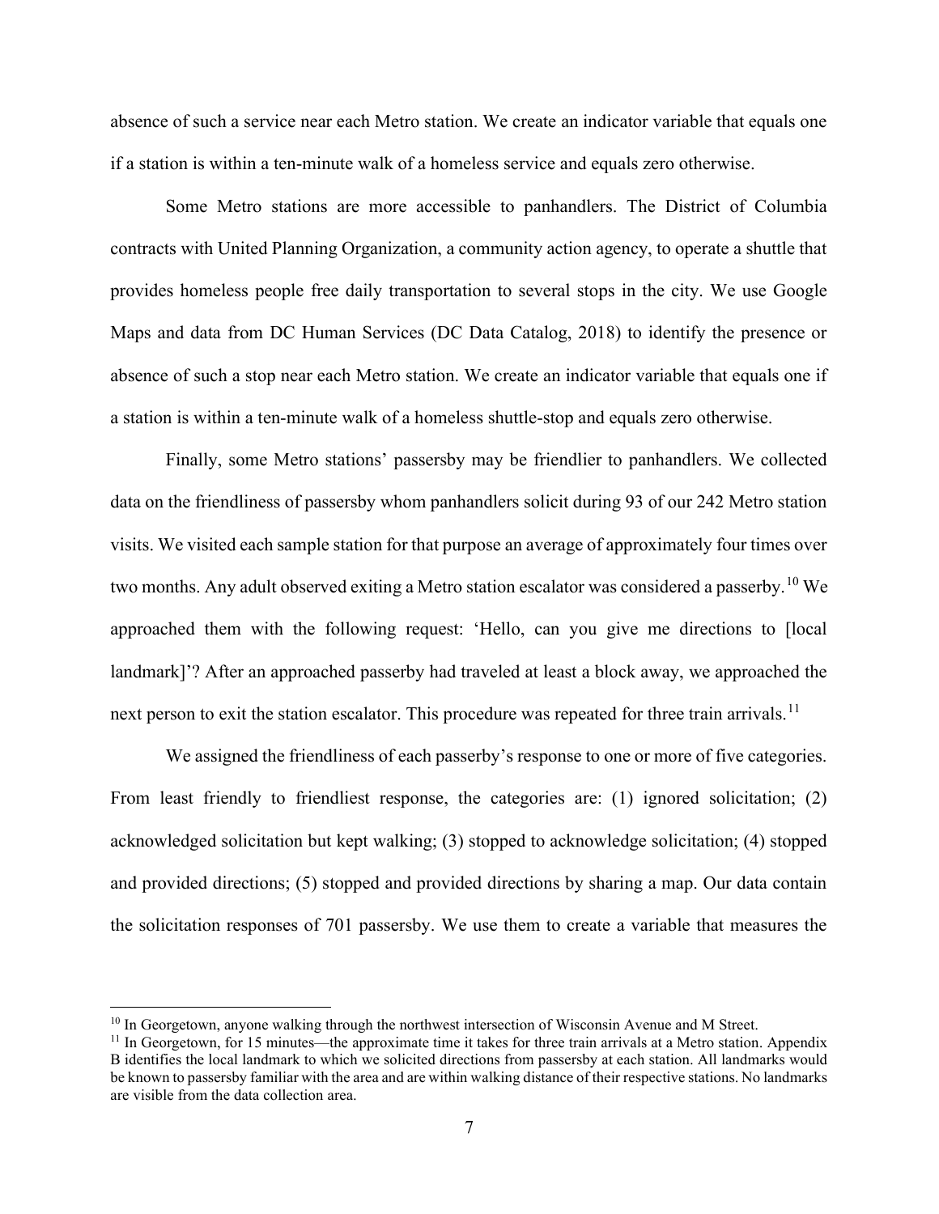absence of such a service near each Metro station. We create an indicator variable that equals one if a station is within a ten-minute walk of a homeless service and equals zero otherwise.

Some Metro stations are more accessible to panhandlers. The District of Columbia contracts with United Planning Organization, a community action agency, to operate a shuttle that provides homeless people free daily transportation to several stops in the city. We use Google Maps and data from DC Human Services (DC Data Catalog, 2018) to identify the presence or absence of such a stop near each Metro station. We create an indicator variable that equals one if a station is within a ten-minute walk of a homeless shuttle-stop and equals zero otherwise.

Finally, some Metro stations' passersby may be friendlier to panhandlers. We collected data on the friendliness of passersby whom panhandlers solicit during 93 of our 242 Metro station visits. We visited each sample station for that purpose an average of approximately four times over two months. Any adult observed exiting a Metro station escalator was considered a passerby.[10] We approached them with the following request: 'Hello, can you give me directions to [local landmark]'? After an approached passerby had traveled at least a block away, we approached the next person to exit the station escalator. This procedure was repeated for three train arrivals.[11]

We assigned the friendliness of each passerby's response to one or more of five categories. From least friendly to friendliest response, the categories are: (1) ignored solicitation; (2) acknowledged solicitation but kept walking; (3) stopped to acknowledge solicitation; (4) stopped and provided directions; (5) stopped and provided directions by sharing a map. Our data contain the solicitation responses of 701 passersby. We use them to create a variable that measures the

---

[10] In Georgetown, anyone walking through the northwest intersection of Wisconsin Avenue and M Street.

[11] In Georgetown, for 15 minutes—the approximate time it takes for three train arrivals at a Metro station. Appendix B identifies the local landmark to which we solicited directions from passersby at each station. All landmarks would be known to passersby familiar with the area and are within walking distance of their respective stations. No landmarks are visible from the data collection area.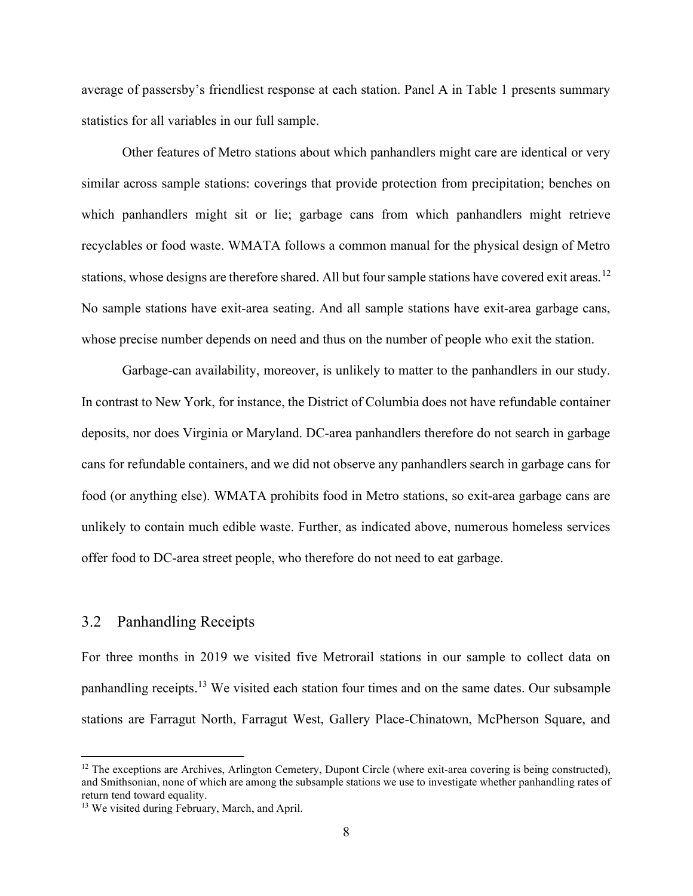average of passersby's friendliest response at each station. Panel A in Table 1 presents summary statistics for all variables in our full sample.

Other features of Metro stations about which panhandlers might care are identical or very similar across sample stations: coverings that provide protection from precipitation; benches on which panhandlers might sit or lie; garbage cans from which panhandlers might retrieve recyclables or food waste. WMATA follows a common manual for the physical design of Metro stations, whose designs are therefore shared. All but four sample stations have covered exit areas.[12] No sample stations have exit-area seating. And all sample stations have exit-area garbage cans, whose precise number depends on need and thus on the number of people who exit the station.

Garbage-can availability, moreover, is unlikely to matter to the panhandlers in our study. In contrast to New York, for instance, the District of Columbia does not have refundable container deposits, nor does Virginia or Maryland. DC-area panhandlers therefore do not search in garbage cans for refundable containers, and we did not observe any panhandlers search in garbage cans for food (or anything else). WMATA prohibits food in Metro stations, so exit-area garbage cans are unlikely to contain much edible waste. Further, as indicated above, numerous homeless services offer food to DC-area street people, who therefore do not need to eat garbage.

## 3.2 Panhandling Receipts

For three months in 2019 we visited five Metrorail stations in our sample to collect data on panhandling receipts.[13] We visited each station four times and on the same dates. Our subsample stations are Farragut North, Farragut West, Gallery Place-Chinatown, McPherson Square, and

[12] The exceptions are Archives, Arlington Cemetery, Dupont Circle (where exit-area covering is being constructed), and Smithsonian, none of which are among the subsample stations we use to investigate whether panhandling rates of return tend toward equality.

[13] We visited during February, March, and April.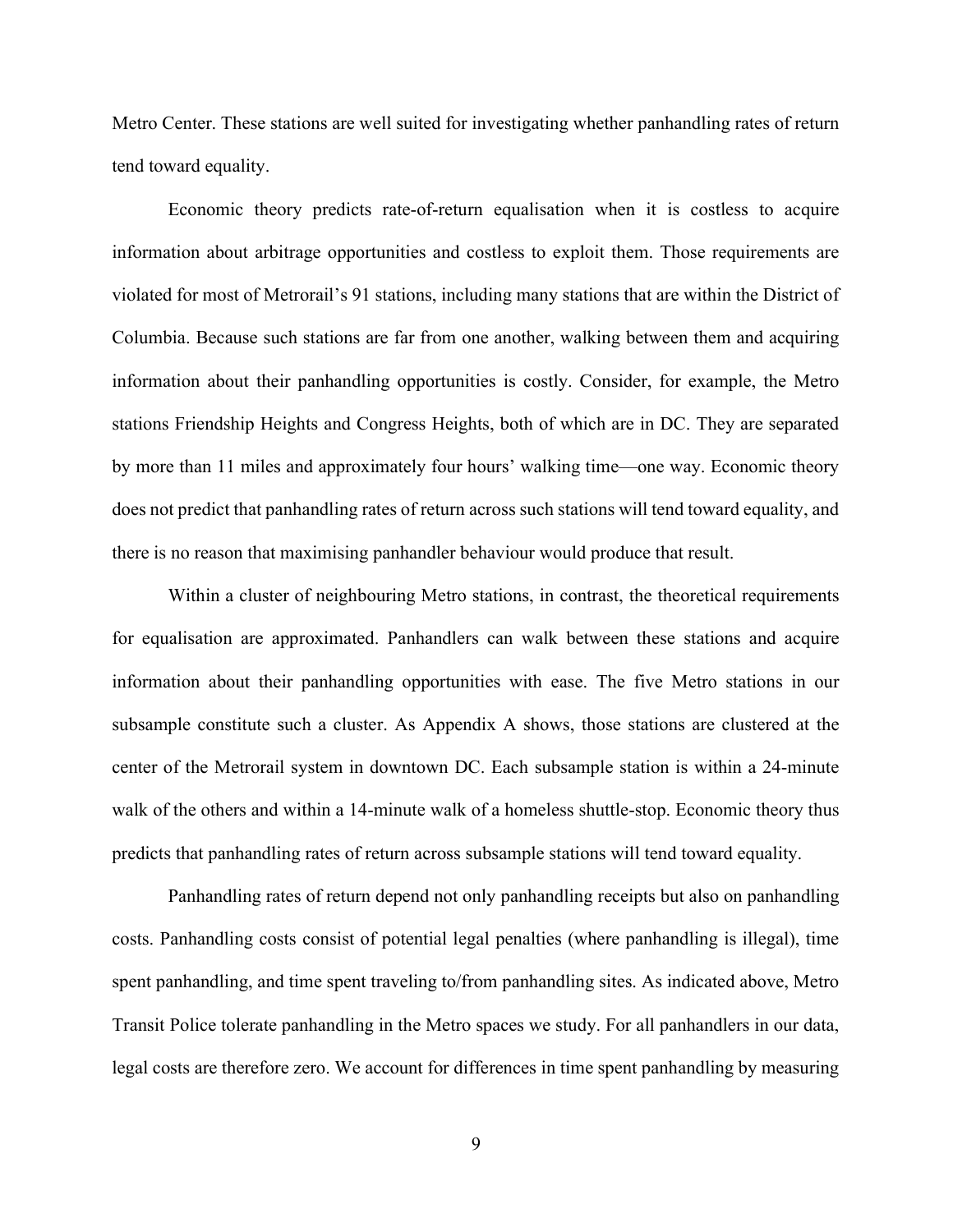Metro Center. These stations are well suited for investigating whether panhandling rates of return tend toward equality.

Economic theory predicts rate-of-return equalisation when it is costless to acquire information about arbitrage opportunities and costless to exploit them. Those requirements are violated for most of Metrorail's 91 stations, including many stations that are within the District of Columbia. Because such stations are far from one another, walking between them and acquiring information about their panhandling opportunities is costly. Consider, for example, the Metro stations Friendship Heights and Congress Heights, both of which are in DC. They are separated by more than 11 miles and approximately four hours' walking time—one way. Economic theory does not predict that panhandling rates of return across such stations will tend toward equality, and there is no reason that maximising panhandler behaviour would produce that result.

Within a cluster of neighbouring Metro stations, in contrast, the theoretical requirements for equalisation are approximated. Panhandlers can walk between these stations and acquire information about their panhandling opportunities with ease. The five Metro stations in our subsample constitute such a cluster. As Appendix A shows, those stations are clustered at the center of the Metrorail system in downtown DC. Each subsample station is within a 24-minute walk of the others and within a 14-minute walk of a homeless shuttle-stop. Economic theory thus predicts that panhandling rates of return across subsample stations will tend toward equality.

Panhandling rates of return depend not only panhandling receipts but also on panhandling costs. Panhandling costs consist of potential legal penalties (where panhandling is illegal), time spent panhandling, and time spent traveling to/from panhandling sites. As indicated above, Metro Transit Police tolerate panhandling in the Metro spaces we study. For all panhandlers in our data, legal costs are therefore zero. We account for differences in time spent panhandling by measuring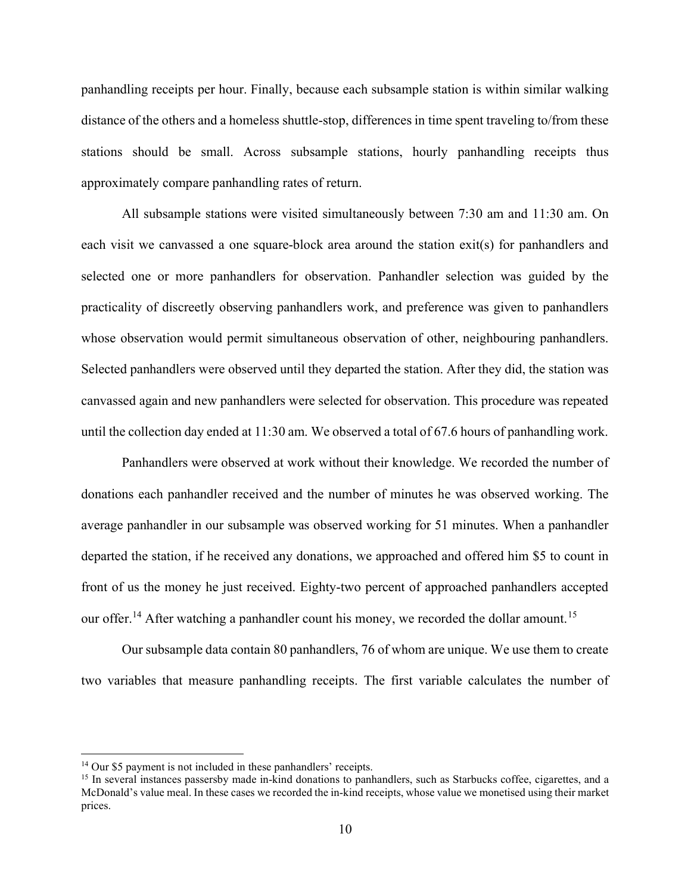panhandling receipts per hour. Finally, because each subsample station is within similar walking distance of the others and a homeless shuttle-stop, differences in time spent traveling to/from these stations should be small. Across subsample stations, hourly panhandling receipts thus approximately compare panhandling rates of return.

All subsample stations were visited simultaneously between 7:30 am and 11:30 am. On each visit we canvassed a one square-block area around the station exit(s) for panhandlers and selected one or more panhandlers for observation. Panhandler selection was guided by the practicality of discreetly observing panhandlers work, and preference was given to panhandlers whose observation would permit simultaneous observation of other, neighbouring panhandlers. Selected panhandlers were observed until they departed the station. After they did, the station was canvassed again and new panhandlers were selected for observation. This procedure was repeated until the collection day ended at 11:30 am. We observed a total of 67.6 hours of panhandling work.

Panhandlers were observed at work without their knowledge. We recorded the number of donations each panhandler received and the number of minutes he was observed working. The average panhandler in our subsample was observed working for 51 minutes. When a panhandler departed the station, if he received any donations, we approached and offered him $5 to count in front of us the money he just received. Eighty-two percent of approached panhandlers accepted our offer.[14] After watching a panhandler count his money, we recorded the dollar amount.[15]

Our subsample data contain 80 panhandlers, 76 of whom are unique. We use them to create two variables that measure panhandling receipts. The first variable calculates the number of

[14] Our $5 payment is not included in these panhandlers' receipts.

[15] In several instances passersby made in-kind donations to panhandlers, such as Starbucks coffee, cigarettes, and a McDonald's value meal. In these cases we recorded the in-kind receipts, whose value we monetised using their market prices.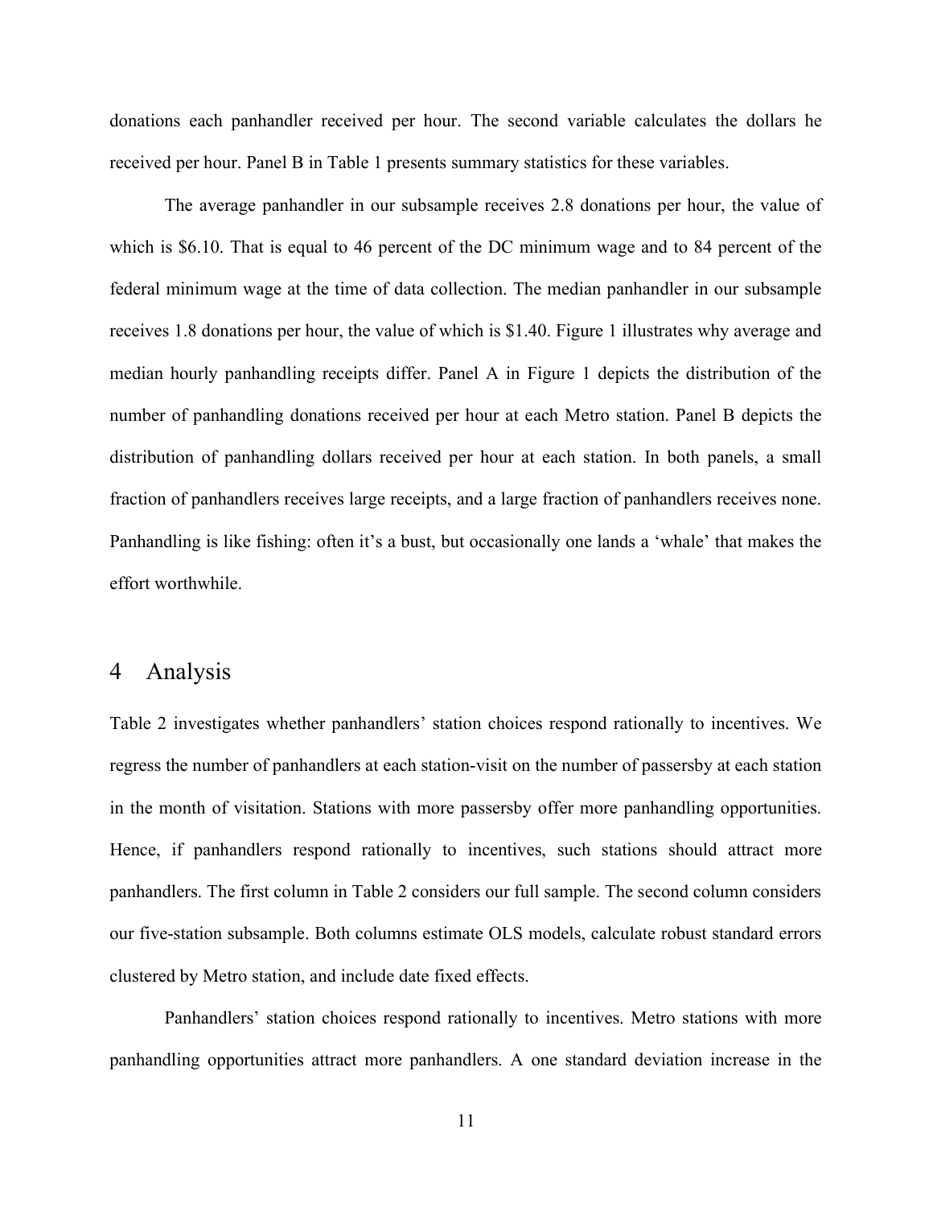donations each panhandler received per hour. The second variable calculates the dollars he received per hour. Panel B in Table 1 presents summary statistics for these variables.

The average panhandler in our subsample receives 2.8 donations per hour, the value of which is $6.10. That is equal to 46 percent of the DC minimum wage and to 84 percent of the federal minimum wage at the time of data collection. The median panhandler in our subsample receives 1.8 donations per hour, the value of which is $1.40. Figure 1 illustrates why average and median hourly panhandling receipts differ. Panel A in Figure 1 depicts the distribution of the number of panhandling donations received per hour at each Metro station. Panel B depicts the distribution of panhandling dollars received per hour at each station. In both panels, a small fraction of panhandlers receives large receipts, and a large fraction of panhandlers receives none. Panhandling is like fishing: often it's a bust, but occasionally one lands a 'whale' that makes the effort worthwhile.

## 4 Analysis

Table 2 investigates whether panhandlers' station choices respond rationally to incentives. We regress the number of panhandlers at each station-visit on the number of passersby at each station in the month of visitation. Stations with more passersby offer more panhandling opportunities. Hence, if panhandlers respond rationally to incentives, such stations should attract more panhandlers. The first column in Table 2 considers our full sample. The second column considers our five-station subsample. Both columns estimate OLS models, calculate robust standard errors clustered by Metro station, and include date fixed effects.

Panhandlers' station choices respond rationally to incentives. Metro stations with more panhandling opportunities attract more panhandlers. A one standard deviation increase in the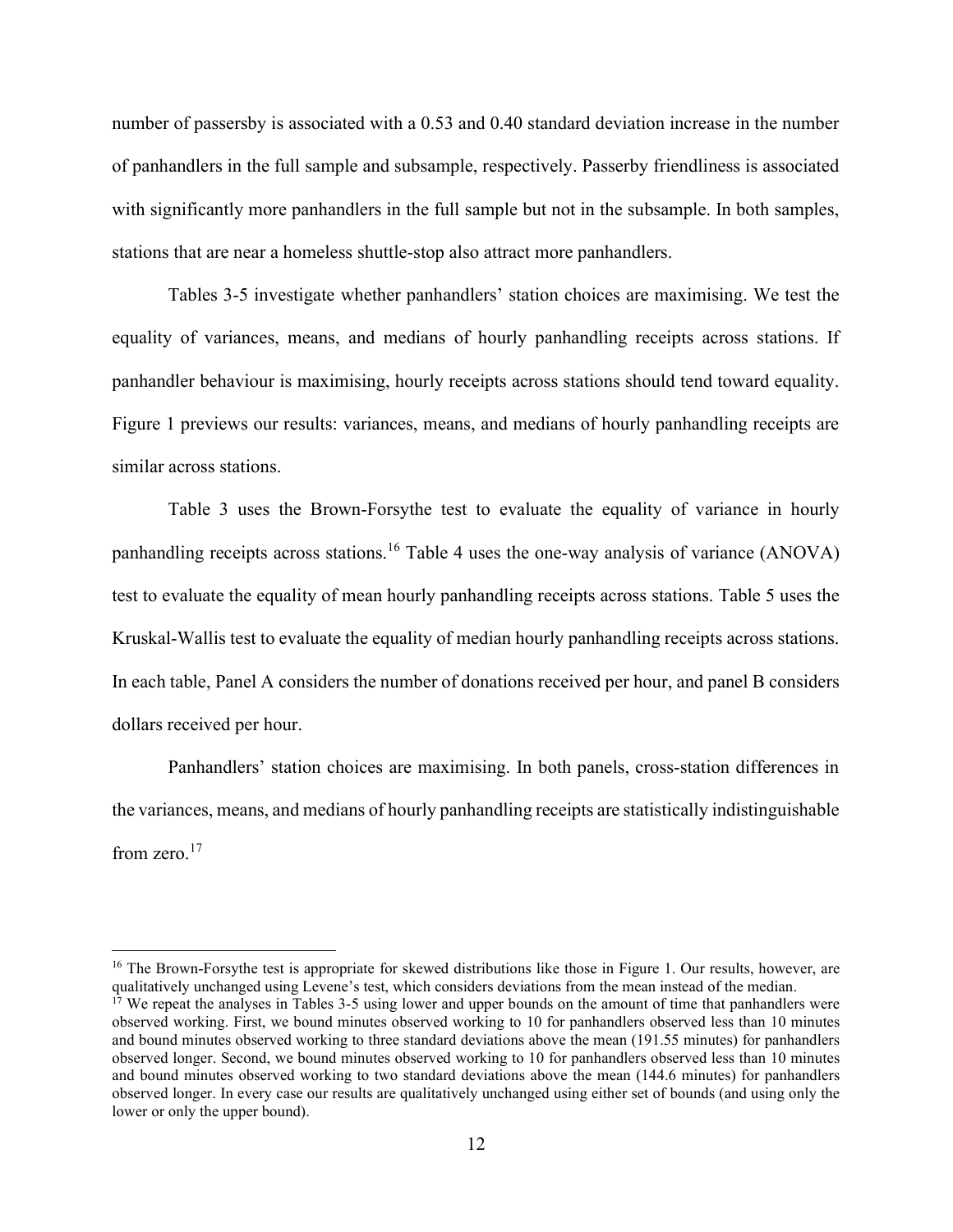number of passersby is associated with a 0.53 and 0.40 standard deviation increase in the number of panhandlers in the full sample and subsample, respectively. Passerby friendliness is associated with significantly more panhandlers in the full sample but not in the subsample. In both samples, stations that are near a homeless shuttle-stop also attract more panhandlers.

Tables 3-5 investigate whether panhandlers' station choices are maximising. We test the equality of variances, means, and medians of hourly panhandling receipts across stations. If panhandler behaviour is maximising, hourly receipts across stations should tend toward equality. Figure 1 previews our results: variances, means, and medians of hourly panhandling receipts are similar across stations.

Table 3 uses the Brown-Forsythe test to evaluate the equality of variance in hourly panhandling receipts across stations.[16] Table 4 uses the one-way analysis of variance (ANOVA) test to evaluate the equality of mean hourly panhandling receipts across stations. Table 5 uses the Kruskal-Wallis test to evaluate the equality of median hourly panhandling receipts across stations. In each table, Panel A considers the number of donations received per hour, and panel B considers dollars received per hour.

Panhandlers' station choices are maximising. In both panels, cross-station differences in the variances, means, and medians of hourly panhandling receipts are statistically indistinguishable from zero.[17]

---

[16] The Brown-Forsythe test is appropriate for skewed distributions like those in Figure 1. Our results, however, are qualitatively unchanged using Levene's test, which considers deviations from the mean instead of the median.

[17] We repeat the analyses in Tables 3-5 using lower and upper bounds on the amount of time that panhandlers were observed working. First, we bound minutes observed working to 10 for panhandlers observed less than 10 minutes and bound minutes observed working to three standard deviations above the mean (191.55 minutes) for panhandlers observed longer. Second, we bound minutes observed working to 10 for panhandlers observed less than 10 minutes and bound minutes observed working to two standard deviations above the mean (144.6 minutes) for panhandlers observed longer. In every case our results are qualitatively unchanged using either set of bounds (and using only the lower or only the upper bound).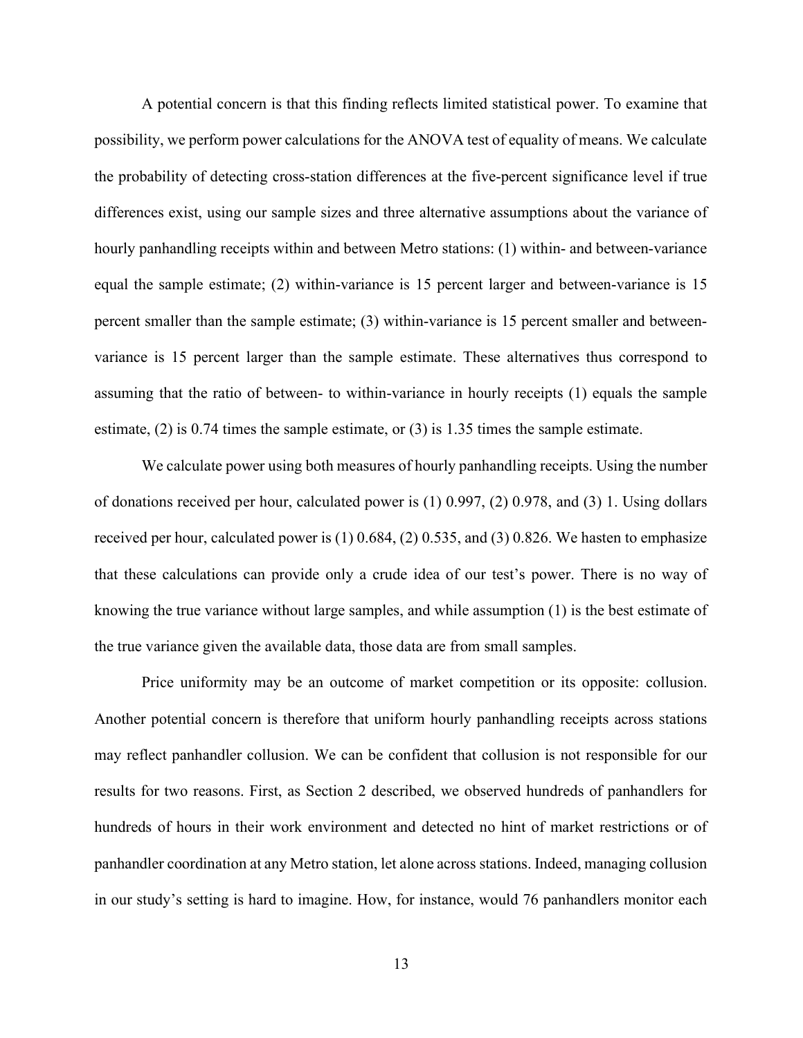A potential concern is that this finding reflects limited statistical power. To examine that possibility, we perform power calculations for the ANOVA test of equality of means. We calculate the probability of detecting cross-station differences at the five-percent significance level if true differences exist, using our sample sizes and three alternative assumptions about the variance of hourly panhandling receipts within and between Metro stations: (1) within- and between-variance equal the sample estimate; (2) within-variance is 15 percent larger and between-variance is 15 percent smaller than the sample estimate; (3) within-variance is 15 percent smaller and between-variance is 15 percent larger than the sample estimate. These alternatives thus correspond to assuming that the ratio of between- to within-variance in hourly receipts (1) equals the sample estimate, (2) is 0.74 times the sample estimate, or (3) is 1.35 times the sample estimate.

We calculate power using both measures of hourly panhandling receipts. Using the number of donations received per hour, calculated power is (1) 0.997, (2) 0.978, and (3) 1. Using dollars received per hour, calculated power is (1) 0.684, (2) 0.535, and (3) 0.826. We hasten to emphasize that these calculations can provide only a crude idea of our test's power. There is no way of knowing the true variance without large samples, and while assumption (1) is the best estimate of the true variance given the available data, those data are from small samples.

Price uniformity may be an outcome of market competition or its opposite: collusion. Another potential concern is therefore that uniform hourly panhandling receipts across stations may reflect panhandler collusion. We can be confident that collusion is not responsible for our results for two reasons. First, as Section 2 described, we observed hundreds of panhandlers for hundreds of hours in their work environment and detected no hint of market restrictions or of panhandler coordination at any Metro station, let alone across stations. Indeed, managing collusion in our study's setting is hard to imagine. How, for instance, would 76 panhandlers monitor each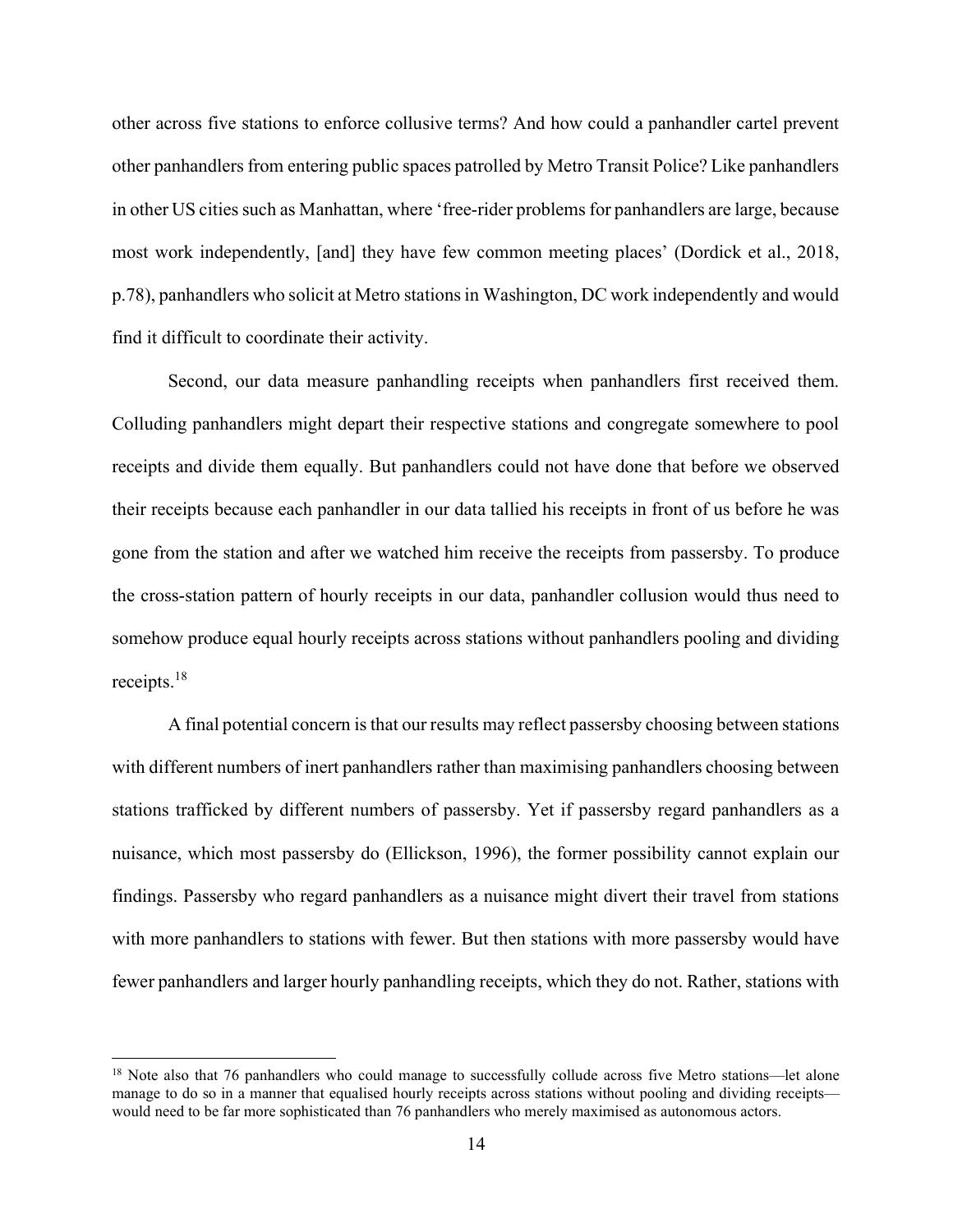other across five stations to enforce collusive terms? And how could a panhandler cartel prevent other panhandlers from entering public spaces patrolled by Metro Transit Police? Like panhandlers in other US cities such as Manhattan, where 'free-rider problems for panhandlers are large, because most work independently, [and] they have few common meeting places' (Dordick et al., 2018, p.78), panhandlers who solicit at Metro stations in Washington, DC work independently and would find it difficult to coordinate their activity.

Second, our data measure panhandling receipts when panhandlers first received them. Colluding panhandlers might depart their respective stations and congregate somewhere to pool receipts and divide them equally. But panhandlers could not have done that before we observed their receipts because each panhandler in our data tallied his receipts in front of us before he was gone from the station and after we watched him receive the receipts from passersby. To produce the cross-station pattern of hourly receipts in our data, panhandler collusion would thus need to somehow produce equal hourly receipts across stations without panhandlers pooling and dividing receipts.[18]

A final potential concern is that our results may reflect passersby choosing between stations with different numbers of inert panhandlers rather than maximising panhandlers choosing between stations trafficked by different numbers of passersby. Yet if passersby regard panhandlers as a nuisance, which most passersby do (Ellickson, 1996), the former possibility cannot explain our findings. Passersby who regard panhandlers as a nuisance might divert their travel from stations with more panhandlers to stations with fewer. But then stations with more passersby would have fewer panhandlers and larger hourly panhandling receipts, which they do not. Rather, stations with

[18] Note also that 76 panhandlers who could manage to successfully collude across five Metro stations—let alone manage to do so in a manner that equalised hourly receipts across stations without pooling and dividing receipts—would need to be far more sophisticated than 76 panhandlers who merely maximised as autonomous actors.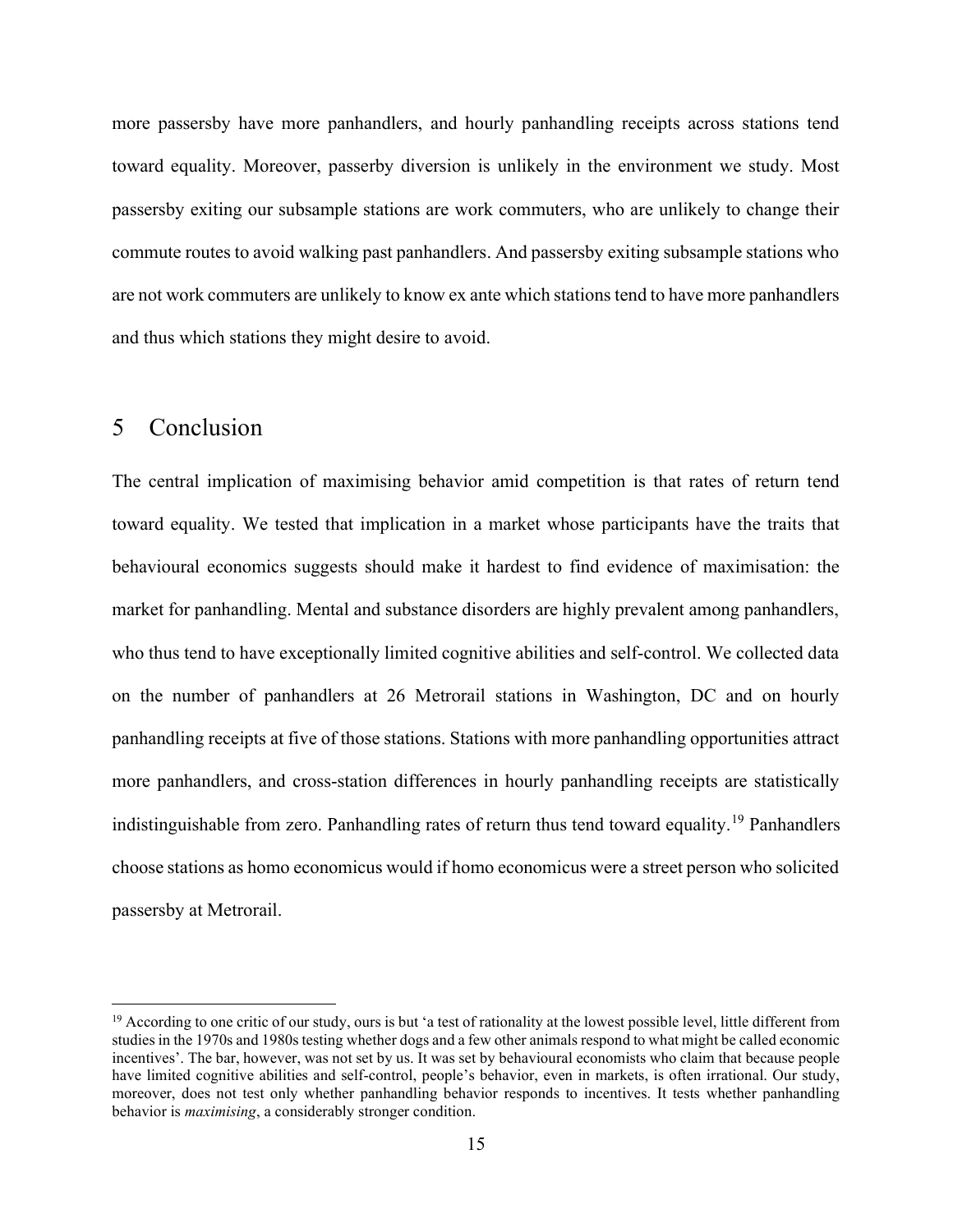more passersby have more panhandlers, and hourly panhandling receipts across stations tend toward equality. Moreover, passerby diversion is unlikely in the environment we study. Most passersby exiting our subsample stations are work commuters, who are unlikely to change their commute routes to avoid walking past panhandlers. And passersby exiting subsample stations who are not work commuters are unlikely to know ex ante which stations tend to have more panhandlers and thus which stations they might desire to avoid.

## 5 Conclusion

The central implication of maximising behavior amid competition is that rates of return tend toward equality. We tested that implication in a market whose participants have the traits that behavioural economics suggests should make it hardest to find evidence of maximisation: the market for panhandling. Mental and substance disorders are highly prevalent among panhandlers, who thus tend to have exceptionally limited cognitive abilities and self-control. We collected data on the number of panhandlers at 26 Metrorail stations in Washington, DC and on hourly panhandling receipts at five of those stations. Stations with more panhandling opportunities attract more panhandlers, and cross-station differences in hourly panhandling receipts are statistically indistinguishable from zero. Panhandling rates of return thus tend toward equality.[19] Panhandlers choose stations as homo economicus would if homo economicus were a street person who solicited passersby at Metrorail.

[19] According to one critic of our study, ours is but 'a test of rationality at the lowest possible level, little different from studies in the 1970s and 1980s testing whether dogs and a few other animals respond to what might be called economic incentives'. The bar, however, was not set by us. It was set by behavioural economists who claim that because people have limited cognitive abilities and self-control, people's behavior, even in markets, is often irrational. Our study, moreover, does not test only whether panhandling behavior responds to incentives. It tests whether panhandling behavior is *maximising*, a considerably stronger condition.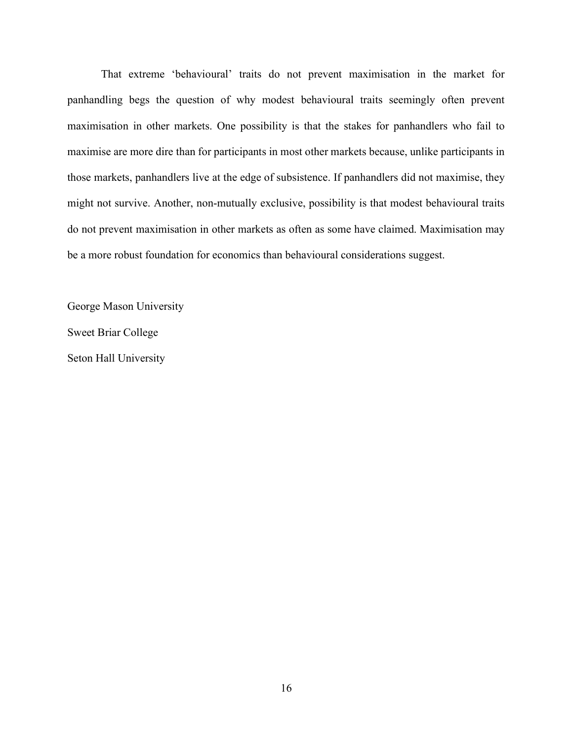That extreme 'behavioural' traits do not prevent maximisation in the market for panhandling begs the question of why modest behavioural traits seemingly often prevent maximisation in other markets. One possibility is that the stakes for panhandlers who fail to maximise are more dire than for participants in most other markets because, unlike participants in those markets, panhandlers live at the edge of subsistence. If panhandlers did not maximise, they might not survive. Another, non-mutually exclusive, possibility is that modest behavioural traits do not prevent maximisation in other markets as often as some have claimed. Maximisation may be a more robust foundation for economics than behavioural considerations suggest.

George Mason University

Sweet Briar College

Seton Hall University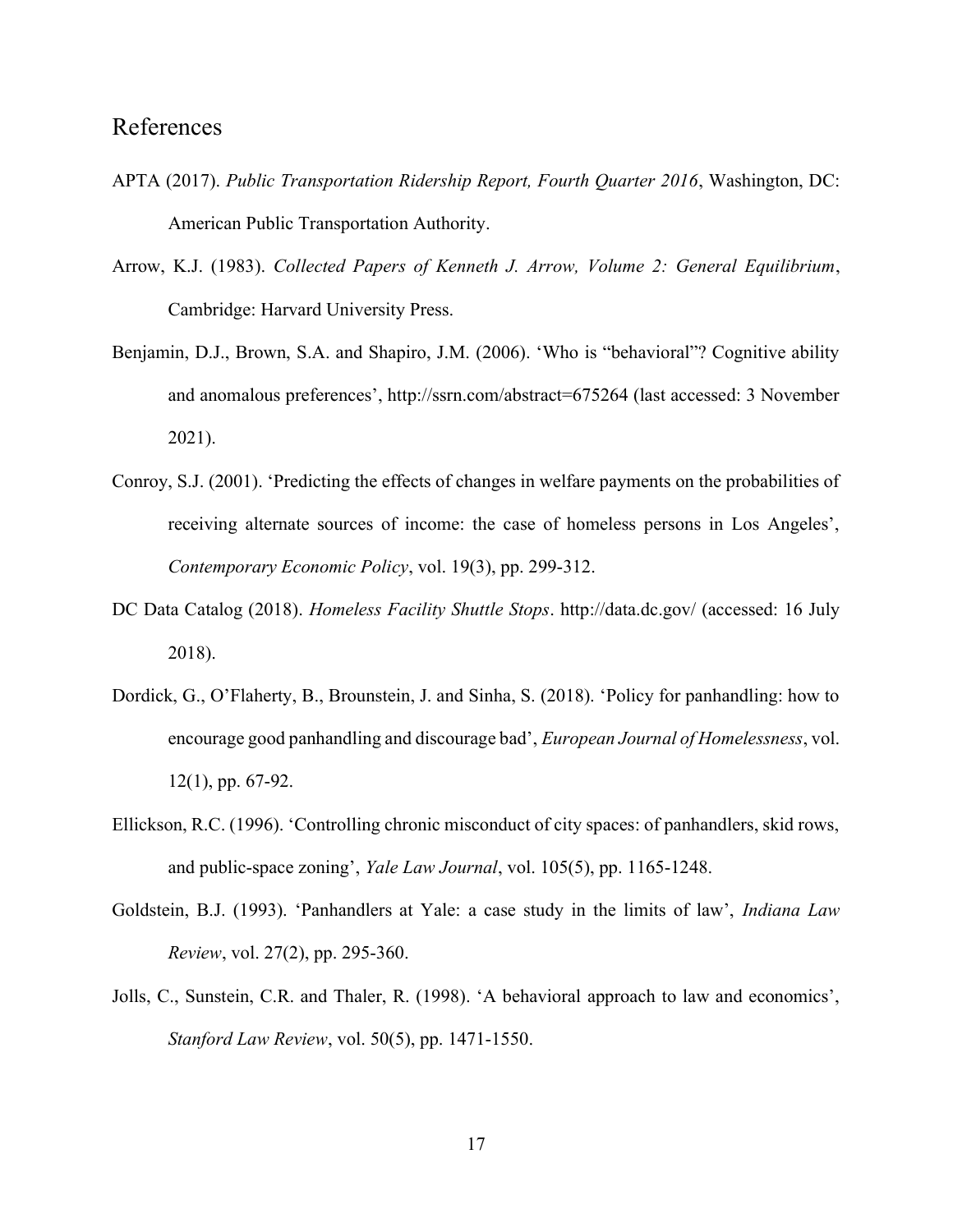## References

APTA (2017). *Public Transportation Ridership Report, Fourth Quarter 2016*, Washington, DC: American Public Transportation Authority.

Arrow, K.J. (1983). *Collected Papers of Kenneth J. Arrow, Volume 2: General Equilibrium*, Cambridge: Harvard University Press.

Benjamin, D.J., Brown, S.A. and Shapiro, J.M. (2006). 'Who is "behavioral"? Cognitive ability and anomalous preferences', http://ssrn.com/abstract=675264 (last accessed: 3 November 2021).

Conroy, S.J. (2001). 'Predicting the effects of changes in welfare payments on the probabilities of receiving alternate sources of income: the case of homeless persons in Los Angeles', *Contemporary Economic Policy*, vol. 19(3), pp. 299-312.

DC Data Catalog (2018). *Homeless Facility Shuttle Stops*. http://data.dc.gov/ (accessed: 16 July 2018).

Dordick, G., O'Flaherty, B., Brounstein, J. and Sinha, S. (2018). 'Policy for panhandling: how to encourage good panhandling and discourage bad', *European Journal of Homelessness*, vol. 12(1), pp. 67-92.

Ellickson, R.C. (1996). 'Controlling chronic misconduct of city spaces: of panhandlers, skid rows, and public-space zoning', *Yale Law Journal*, vol. 105(5), pp. 1165-1248.

Goldstein, B.J. (1993). 'Panhandlers at Yale: a case study in the limits of law', *Indiana Law Review*, vol. 27(2), pp. 295-360.

Jolls, C., Sunstein, C.R. and Thaler, R. (1998). 'A behavioral approach to law and economics', *Stanford Law Review*, vol. 50(5), pp. 1471-1550.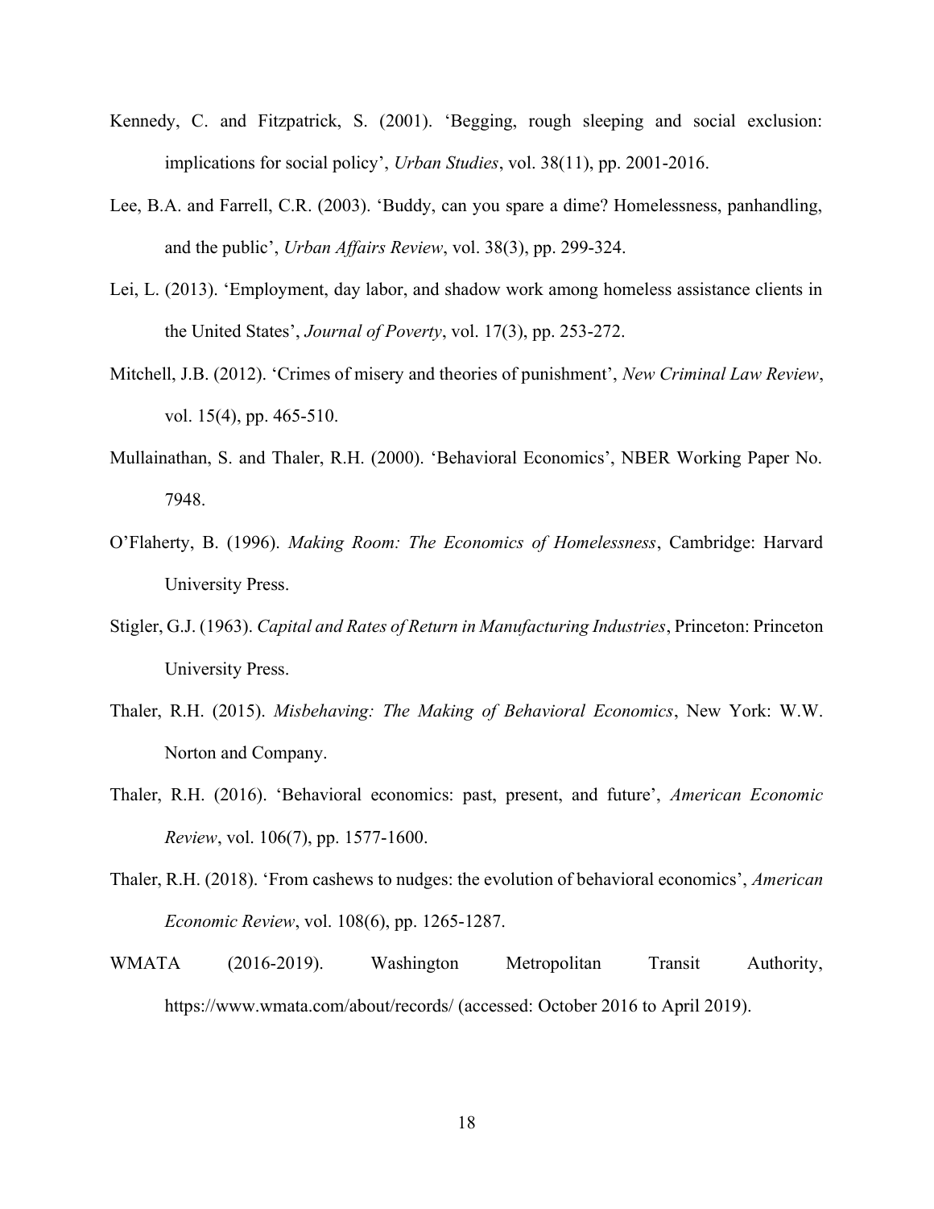Kennedy, C. and Fitzpatrick, S. (2001). 'Begging, rough sleeping and social exclusion: implications for social policy', *Urban Studies*, vol. 38(11), pp. 2001-2016.

Lee, B.A. and Farrell, C.R. (2003). 'Buddy, can you spare a dime? Homelessness, panhandling, and the public', *Urban Affairs Review*, vol. 38(3), pp. 299-324.

Lei, L. (2013). 'Employment, day labor, and shadow work among homeless assistance clients in the United States', *Journal of Poverty*, vol. 17(3), pp. 253-272.

Mitchell, J.B. (2012). 'Crimes of misery and theories of punishment', *New Criminal Law Review*, vol. 15(4), pp. 465-510.

Mullainathan, S. and Thaler, R.H. (2000). 'Behavioral Economics', NBER Working Paper No. 7948.

O'Flaherty, B. (1996). *Making Room: The Economics of Homelessness*, Cambridge: Harvard University Press.

Stigler, G.J. (1963). *Capital and Rates of Return in Manufacturing Industries*, Princeton: Princeton University Press.

Thaler, R.H. (2015). *Misbehaving: The Making of Behavioral Economics*, New York: W.W. Norton and Company.

Thaler, R.H. (2016). 'Behavioral economics: past, present, and future', *American Economic Review*, vol. 106(7), pp. 1577-1600.

Thaler, R.H. (2018). 'From cashews to nudges: the evolution of behavioral economics', *American Economic Review*, vol. 108(6), pp. 1265-1287.

WMATA (2016-2019). Washington Metropolitan Transit Authority, https://www.wmata.com/about/records/ (accessed: October 2016 to April 2019).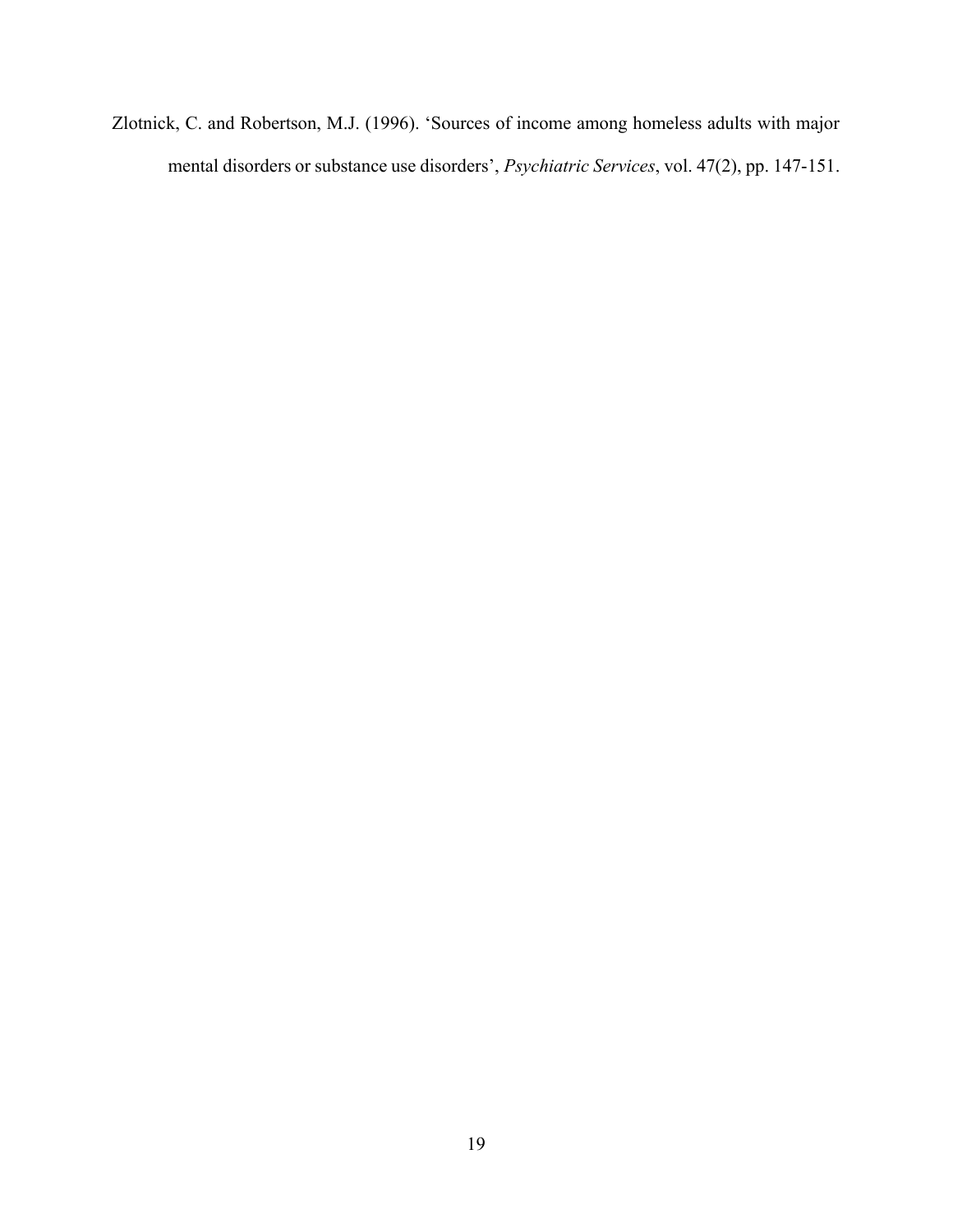Zlotnick, C. and Robertson, M.J. (1996). 'Sources of income among homeless adults with major mental disorders or substance use disorders', *Psychiatric Services*, vol. 47(2), pp. 147-151.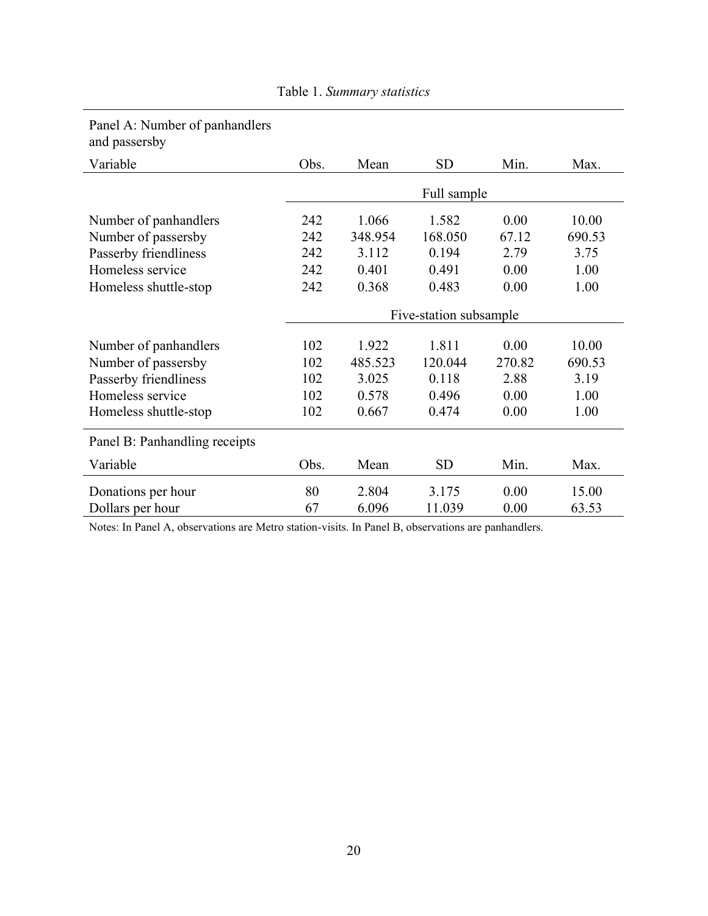Table 1. *Summary statistics*

| Panel A: Number of panhandlers and passersby | | | | | |
|---|---|---|---|---|---|
| Variable | Obs. | Mean | SD | Min. | Max. |
| | Full sample | | | | |
| Number of panhandlers | 242 | 1.066 | 1.582 | 0.00 | 10.00 |
| Number of passersby | 242 | 348.954 | 168.050 | 67.12 | 690.53 |
| Passerby friendliness | 242 | 3.112 | 0.194 | 2.79 | 3.75 |
| Homeless service | 242 | 0.401 | 0.491 | 0.00 | 1.00 |
| Homeless shuttle-stop | 242 | 0.368 | 0.483 | 0.00 | 1.00 |
| | Five-station subsample | | | | |
| Number of panhandlers | 102 | 1.922 | 1.811 | 0.00 | 10.00 |
| Number of passersby | 102 | 485.523 | 120.044 | 270.82 | 690.53 |
| Passerby friendliness | 102 | 3.025 | 0.118 | 2.88 | 3.19 |
| Homeless service | 102 | 0.578 | 0.496 | 0.00 | 1.00 |
| Homeless shuttle-stop | 102 | 0.667 | 0.474 | 0.00 | 1.00 |
| **Panel B: Panhandling receipts** | | | | | |
| Variable | Obs. | Mean | SD | Min. | Max. |
| Donations per hour | 80 | 2.804 | 3.175 | 0.00 | 15.00 |
| Dollars per hour | 67 | 6.096 | 11.039 | 0.00 | 63.53 |

Notes: In Panel A, observations are Metro station-visits. In Panel B, observations are panhandlers.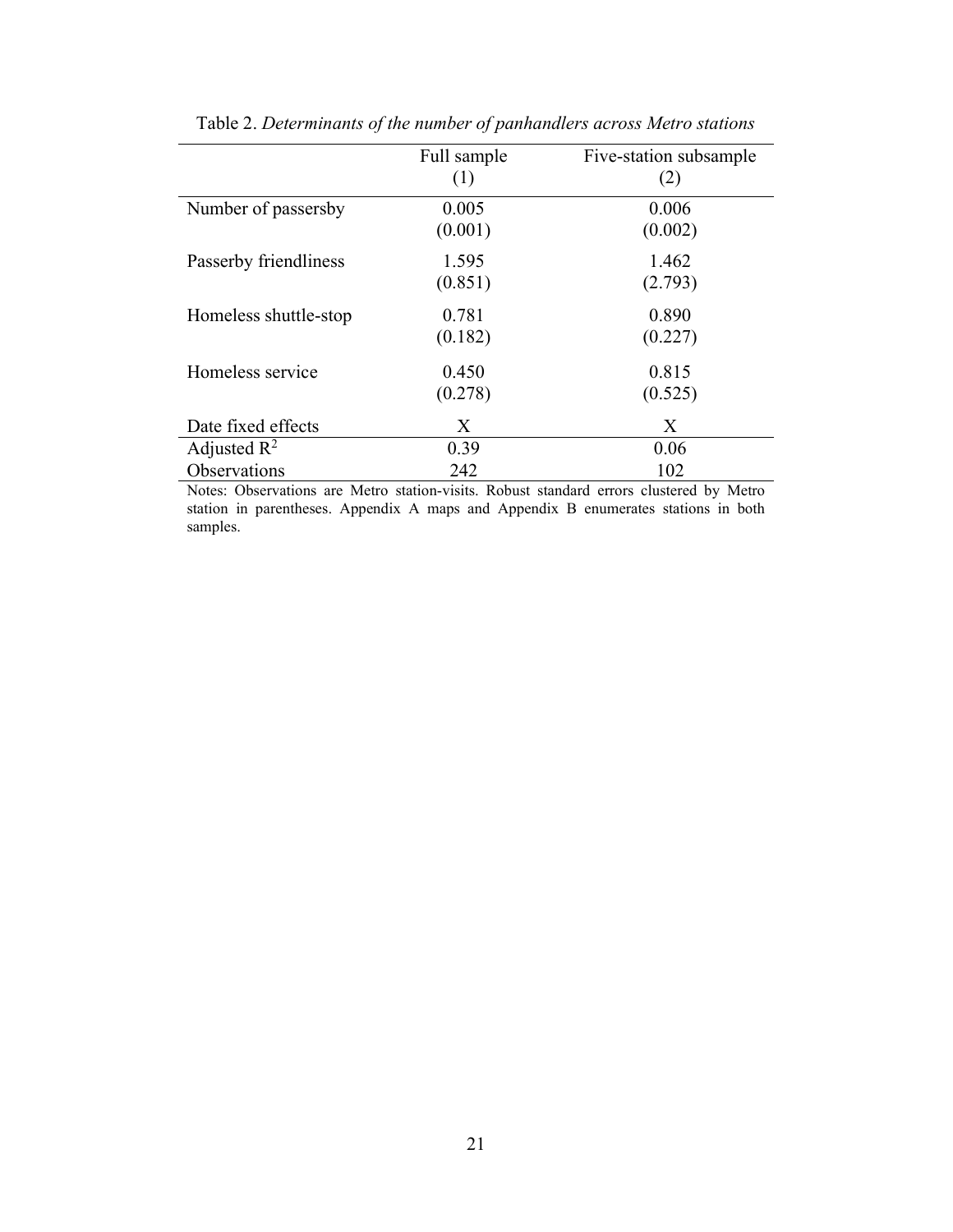Table 2. *Determinants of the number of panhandlers across Metro stations*

| | Full sample (1) | Five-station subsample (2) |
|---|---|---|
| Number of passersby | 0.005 | 0.006 |
| | (0.001) | (0.002) |
| Passerby friendliness | 1.595 | 1.462 |
| | (0.851) | (2.793) |
| Homeless shuttle-stop | 0.781 | 0.890 |
| | (0.182) | (0.227) |
| Homeless service | 0.450 | 0.815 |
| | (0.278) | (0.525) |
| Date fixed effects | X | X |
| Adjusted $R^2$ | 0.39 | 0.06 |
| Observations | 242 | 102 |

Notes: Observations are Metro station-visits. Robust standard errors clustered by Metro station in parentheses. Appendix A maps and Appendix B enumerates stations in both samples.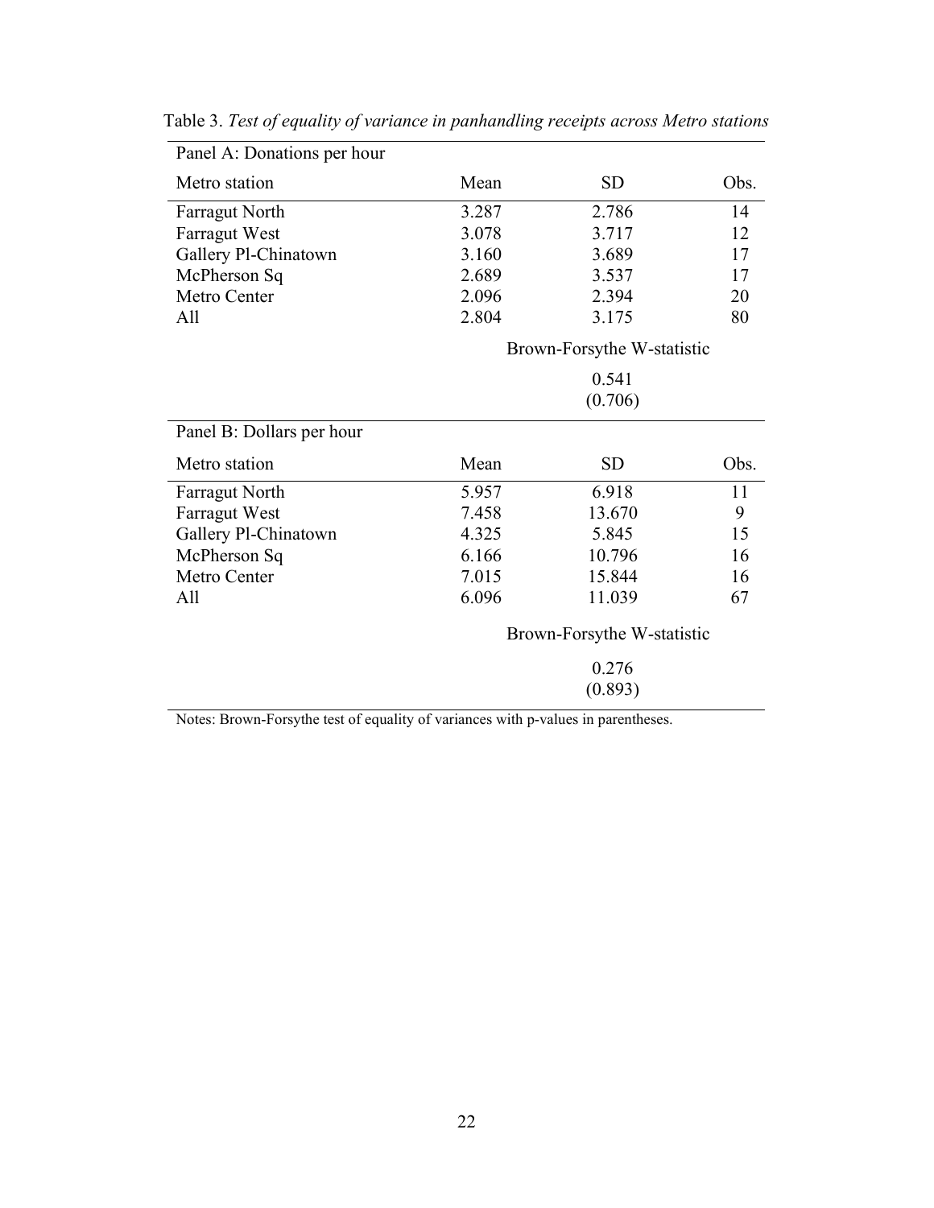Table 3. *Test of equality of variance in panhandling receipts across Metro stations*

| Panel A: Donations per hour | | | |
|---|---|---|---|
| Metro station | Mean | SD | Obs. |
| Farragut North | 3.287 | 2.786 | 14 |
| Farragut West | 3.078 | 3.717 | 12 |
| Gallery Pl-Chinatown | 3.160 | 3.689 | 17 |
| McPherson Sq | 2.689 | 3.537 | 17 |
| Metro Center | 2.096 | 2.394 | 20 |
| All | 2.804 | 3.175 | 80 |
| | | Brown-Forsythe W-statistic | |
| | | 0.541 | |
| | | (0.706) | |

| Panel B: Dollars per hour | | | |
|---|---|---|---|
| Metro station | Mean | SD | Obs. |
| Farragut North | 5.957 | 6.918 | 11 |
| Farragut West | 7.458 | 13.670 | 9 |
| Gallery Pl-Chinatown | 4.325 | 5.845 | 15 |
| McPherson Sq | 6.166 | 10.796 | 16 |
| Metro Center | 7.015 | 15.844 | 16 |
| All | 6.096 | 11.039 | 67 |
| | | Brown-Forsythe W-statistic | |
| | | 0.276 | |
| | | (0.893) | |

Notes: Brown-Forsythe test of equality of variances with p-values in parentheses.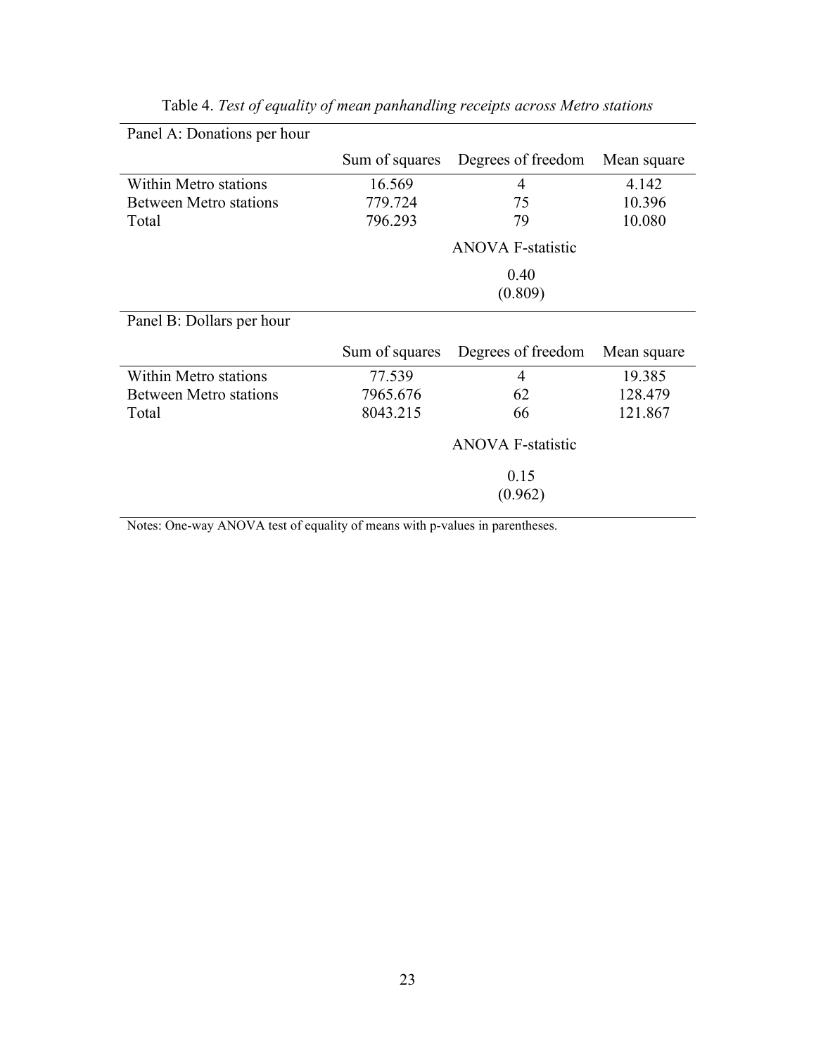Table 4. *Test of equality of mean panhandling receipts across Metro stations*

Panel A: Donations per hour

| | Sum of squares | Degrees of freedom | Mean square |
|---|---|---|---|
| Within Metro stations | 16.569 | 4 | 4.142 |
| Between Metro stations | 779.724 | 75 | 10.396 |
| Total | 796.293 | 79 | 10.080 |
| | | ANOVA F-statistic | |
| | | 0.40 (0.809) | |

Panel B: Dollars per hour

| | Sum of squares | Degrees of freedom | Mean square |
|---|---|---|---|
| Within Metro stations | 77.539 | 4 | 19.385 |
| Between Metro stations | 7965.676 | 62 | 128.479 |
| Total | 8043.215 | 66 | 121.867 |
| | | ANOVA F-statistic | |
| | | 0.15 (0.962) | |

Notes: One-way ANOVA test of equality of means with p-values in parentheses.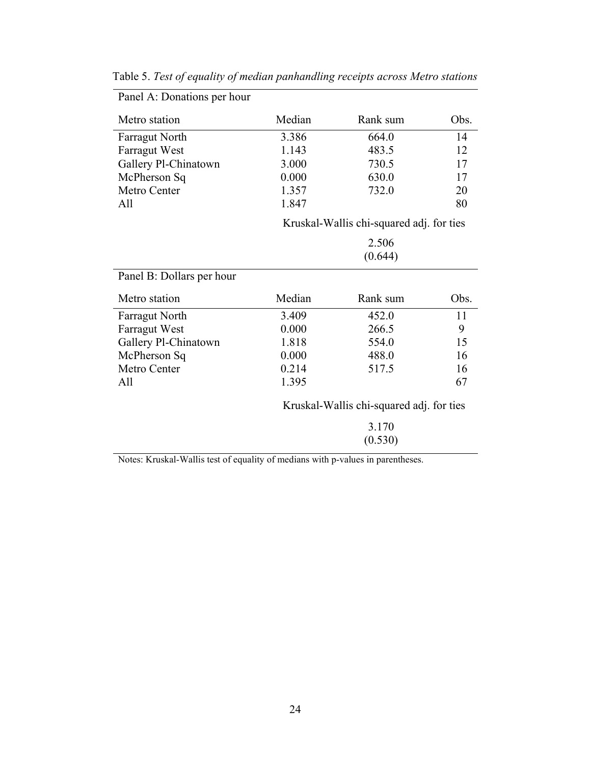Table 5. *Test of equality of median panhandling receipts across Metro stations*

Panel A: Donations per hour

| Metro station | Median | Rank sum | Obs. |
|---|---|---|---|
| Farragut North | 3.386 | 664.0 | 14 |
| Farragut West | 1.143 | 483.5 | 12 |
| Gallery Pl-Chinatown | 3.000 | 730.5 | 17 |
| McPherson Sq | 0.000 | 630.0 | 17 |
| Metro Center | 1.357 | 732.0 | 20 |
| All | 1.847 | | 80 |
| | | Kruskal-Wallis chi-squared adj. for ties | |
| | | 2.506 | |
| | | (0.644) | |

Panel B: Dollars per hour

| Metro station | Median | Rank sum | Obs. |
|---|---|---|---|
| Farragut North | 3.409 | 452.0 | 11 |
| Farragut West | 0.000 | 266.5 | 9 |
| Gallery Pl-Chinatown | 1.818 | 554.0 | 15 |
| McPherson Sq | 0.000 | 488.0 | 16 |
| Metro Center | 0.214 | 517.5 | 16 |
| All | 1.395 | | 67 |
| | | Kruskal-Wallis chi-squared adj. for ties | |
| | | 3.170 | |
| | | (0.530) | |

Notes: Kruskal-Wallis test of equality of medians with p-values in parentheses.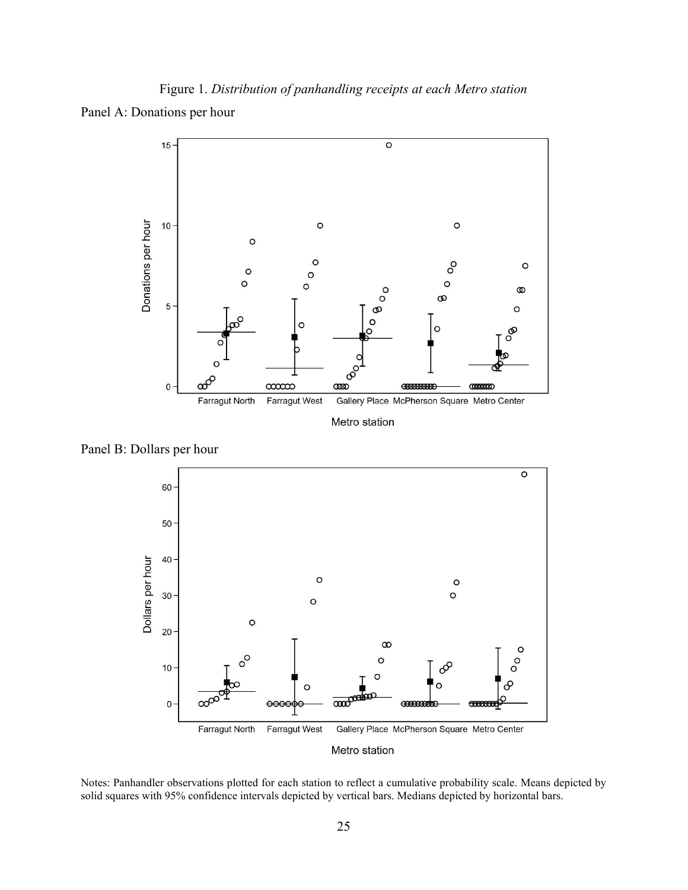Figure 1. *Distribution of panhandling receipts at each Metro station*

Panel A: Donations per hour

Panel B: Dollars per hour

Notes: Panhandler observations plotted for each station to reflect a cumulative probability scale. Means depicted by solid squares with 95% confidence intervals depicted by vertical bars. Medians depicted by horizontal bars.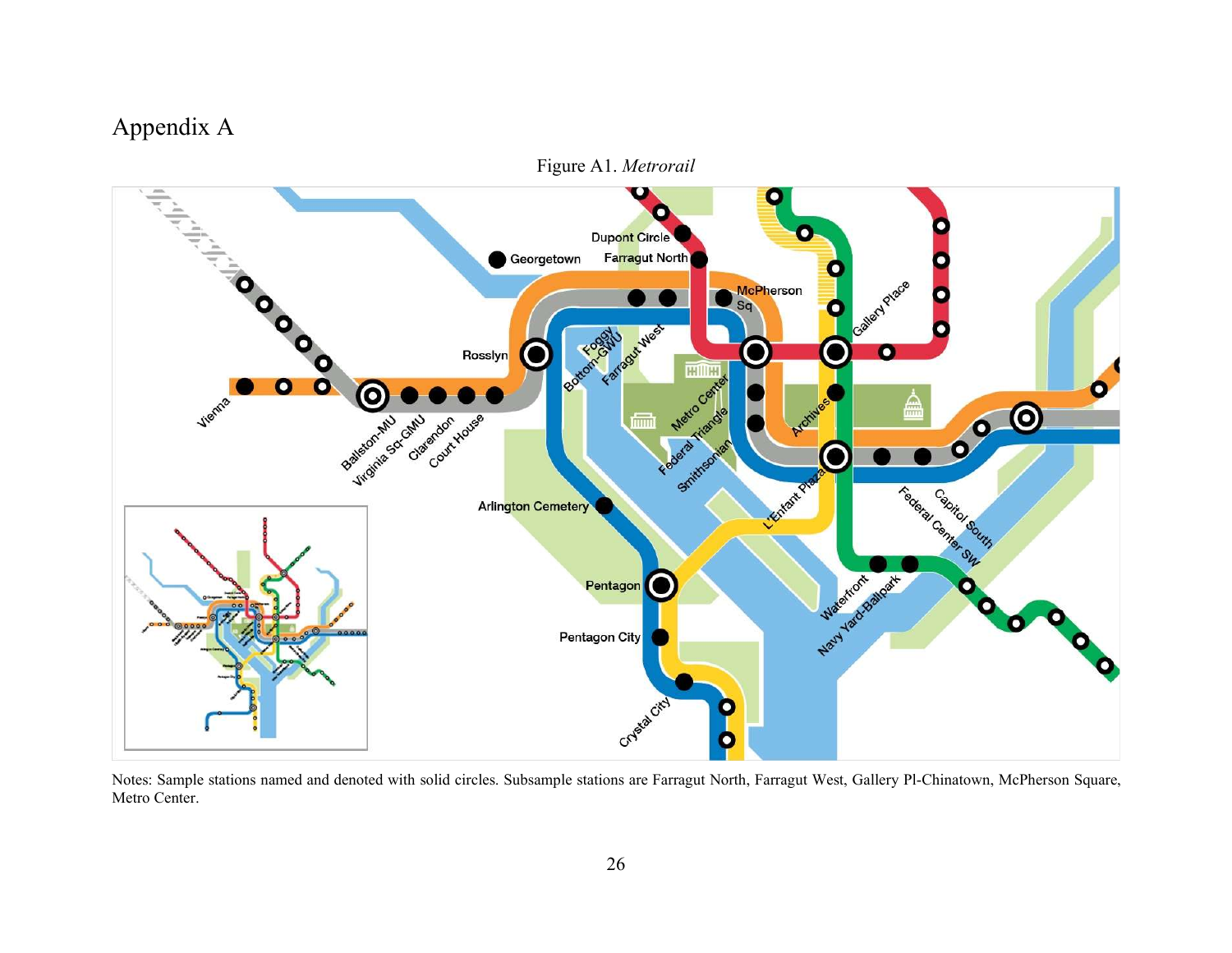# Appendix A

Figure A1. *Metrorail*

Notes: Sample stations named and denoted with solid circles. Subsample stations are Farragut North, Farragut West, Gallery Pl-Chinatown, McPherson Square, Metro Center.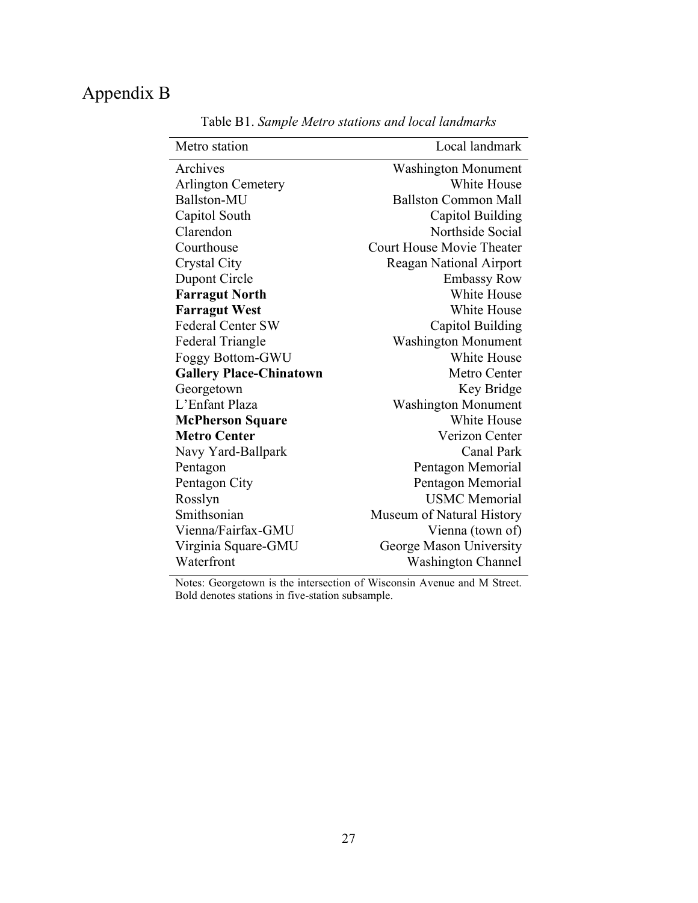# Appendix B

Table B1. *Sample Metro stations and local landmarks*

| Metro station | Local landmark |
|---|---|
| Archives | Washington Monument |
| Arlington Cemetery | White House |
| Ballston-MU | Ballston Common Mall |
| Capitol South | Capitol Building |
| Clarendon | Northside Social |
| Courthouse | Court House Movie Theater |
| Crystal City | Reagan National Airport |
| Dupont Circle | Embassy Row |
| **Farragut North** | White House |
| **Farragut West** | White House |
| Federal Center SW | Capitol Building |
| Federal Triangle | Washington Monument |
| Foggy Bottom-GWU | White House |
| **Gallery Place-Chinatown** | Metro Center |
| Georgetown | Key Bridge |
| L'Enfant Plaza | Washington Monument |
| **McPherson Square** | White House |
| **Metro Center** | Verizon Center |
| Navy Yard-Ballpark | Canal Park |
| Pentagon | Pentagon Memorial |
| Pentagon City | Pentagon Memorial |
| Rosslyn | USMC Memorial |
| Smithsonian | Museum of Natural History |
| Vienna/Fairfax-GMU | Vienna (town of) |
| Virginia Square-GMU | George Mason University |
| Waterfront | Washington Channel |

Notes: Georgetown is the intersection of Wisconsin Avenue and M Street. Bold denotes stations in five-station subsample.